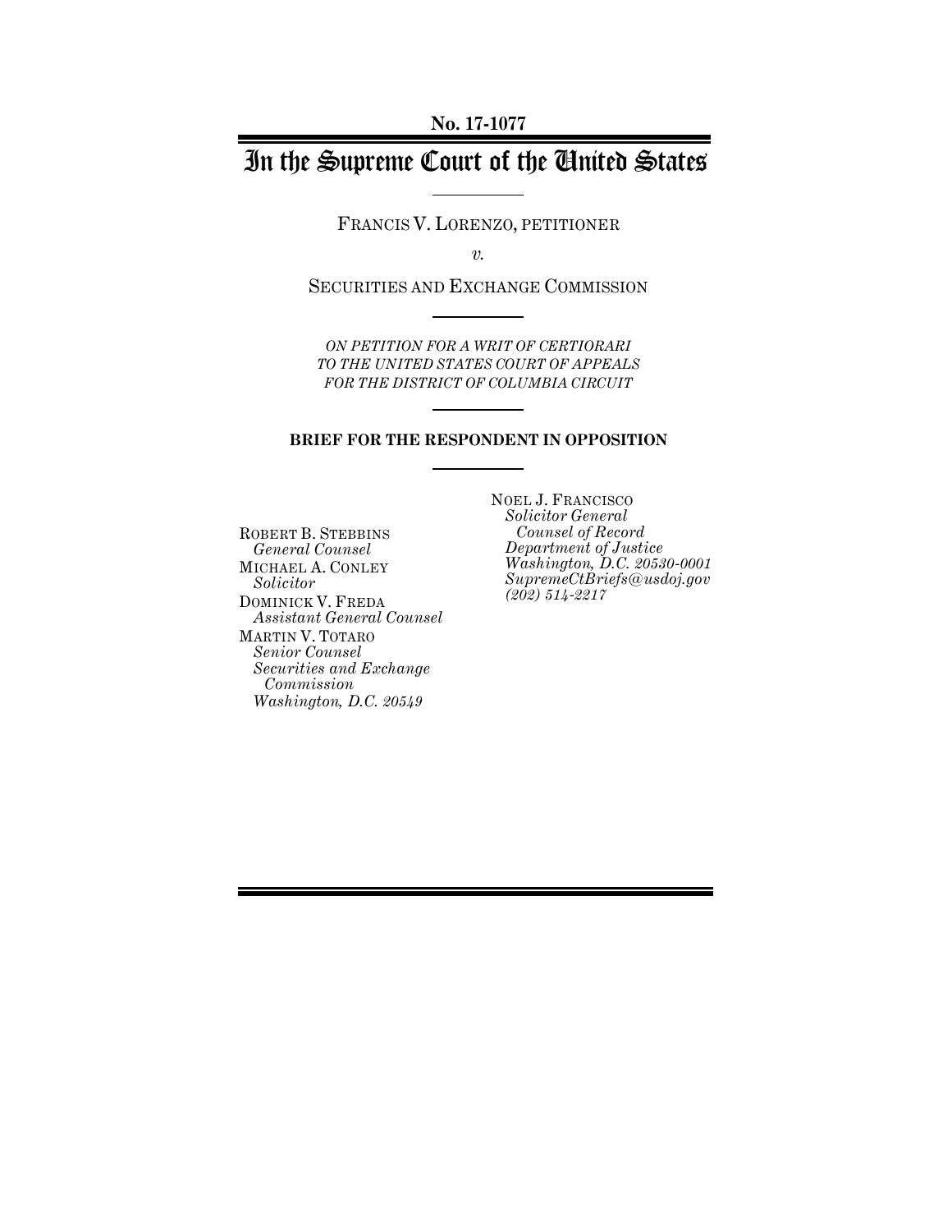**No. 17-1077**

# In the Supreme Court of the United States

FRANCIS V. LORENZO, PETITIONER

*v.*

SECURITIES AND EXCHANGE COMMISSION

*ON PETITION FOR A WRIT OF CERTIORARI TO THE UNITED STATES COURT OF APPEALS FOR THE DISTRICT OF COLUMBIA CIRCUIT*

**BRIEF FOR THE RESPONDENT IN OPPOSITION**

NOEL J. FRANCISCO
*Solicitor General*
*Counsel of Record*
*Department of Justice*
*Washington, D.C. 20530-0001*
*SupremeCtBriefs@usdoj.gov*
*(202) 514-2217*

ROBERT B. STEBBINS
*General Counsel*

MICHAEL A. CONLEY
*Solicitor*

DOMINICK V. FREDA
*Assistant General Counsel*

MARTIN V. TOTARO
*Senior Counsel*
*Securities and Exchange Commission*
*Washington, D.C. 20549*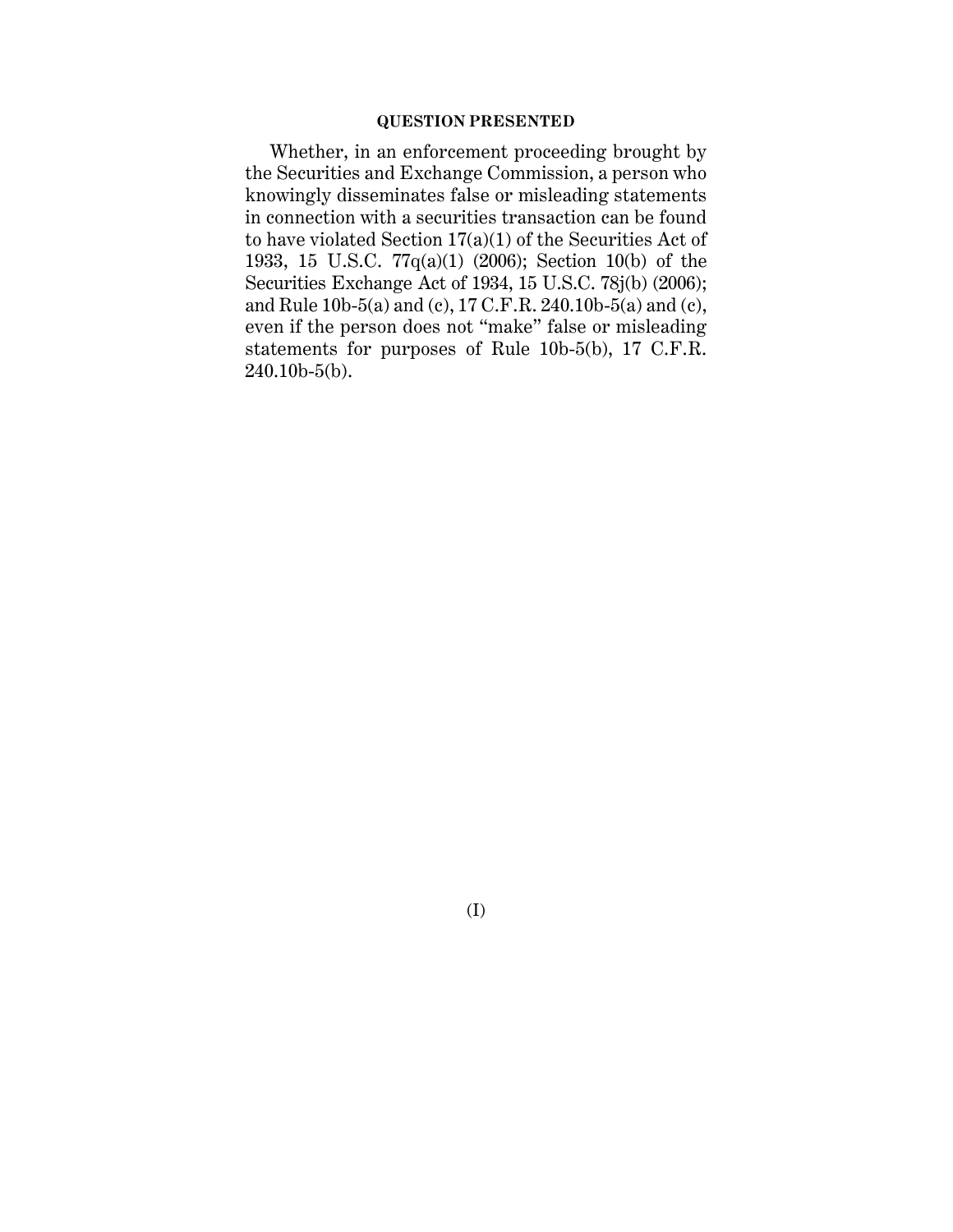## QUESTION PRESENTED

Whether, in an enforcement proceeding brought by the Securities and Exchange Commission, a person who knowingly disseminates false or misleading statements in connection with a securities transaction can be found to have violated Section 17(a)(1) of the Securities Act of 1933, 15 U.S.C. 77q(a)(1) (2006); Section 10(b) of the Securities Exchange Act of 1934, 15 U.S.C. 78j(b) (2006); and Rule 10b-5(a) and (c), 17 C.F.R. 240.10b-5(a) and (c), even if the person does not "make" false or misleading statements for purposes of Rule 10b-5(b), 17 C.F.R. 240.10b-5(b).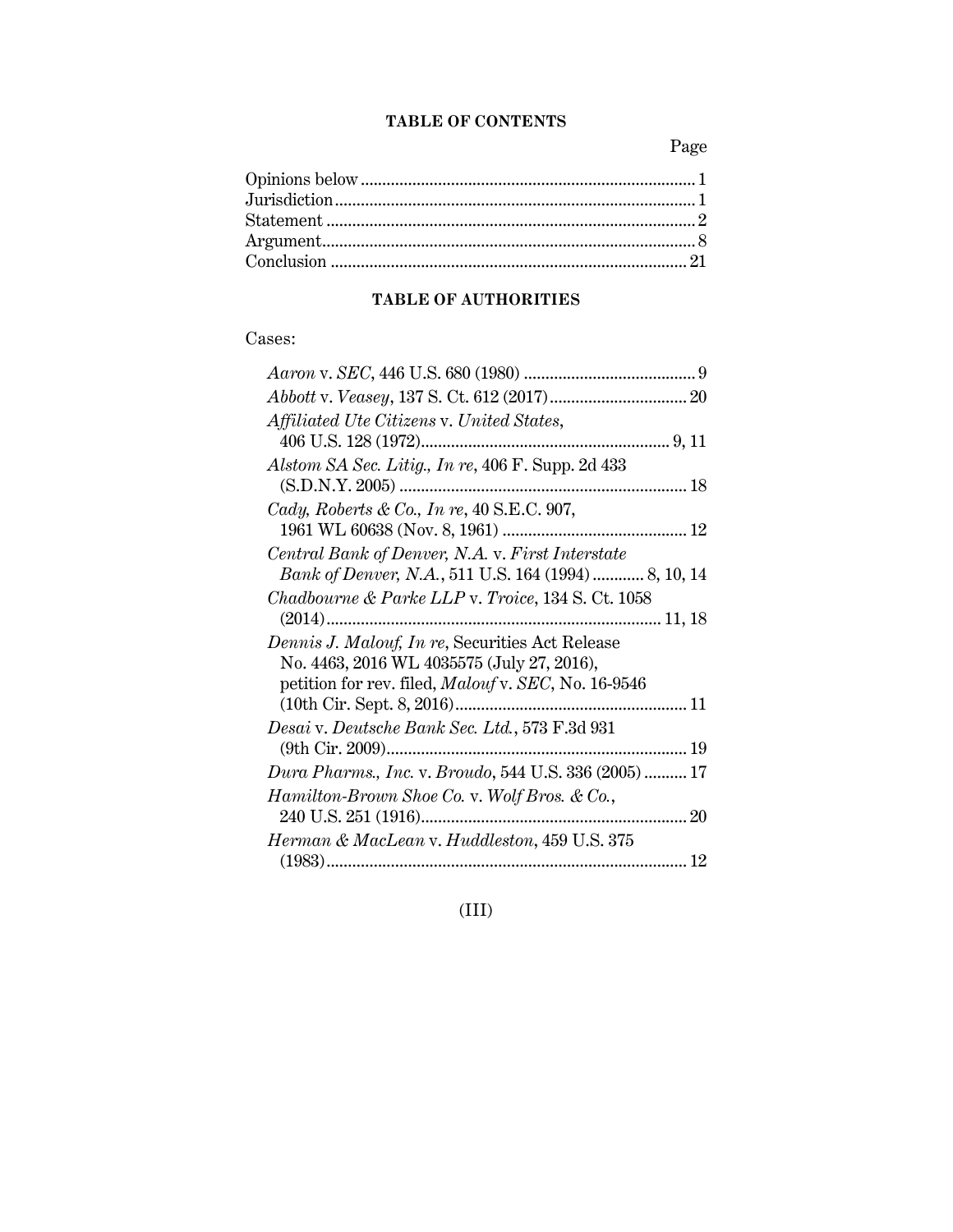**TABLE OF CONTENTS**

| | Page |
|---|---|
| Opinions below | 1 |
| Jurisdiction | 1 |
| Statement | 2 |
| Argument | 8 |
| Conclusion | 21 |

**TABLE OF AUTHORITIES**

Cases:

| | |
|---|---|
| *Aaron* v. *SEC*, 446 U.S. 680 (1980) | 9 |
| *Abbott* v. *Veasey*, 137 S. Ct. 612 (2017) | 20 |
| *Affiliated Ute Citizens* v. *United States*, 406 U.S. 128 (1972) | 9, 11 |
| *Alstom SA Sec. Litig., In re*, 406 F. Supp. 2d 433 (S.D.N.Y. 2005) | 18 |
| *Cady, Roberts & Co., In re*, 40 S.E.C. 907, 1961 WL 60638 (Nov. 8, 1961) | 12 |
| *Central Bank of Denver, N.A.* v. *First Interstate Bank of Denver, N.A.*, 511 U.S. 164 (1994) | 8, 10, 14 |
| *Chadbourne & Parke LLP* v. *Troice*, 134 S. Ct. 1058 (2014) | 11, 18 |
| *Dennis J. Malouf, In re*, Securities Act Release No. 4463, 2016 WL 4035575 (July 27, 2016), petition for rev. filed, *Malouf* v. *SEC*, No. 16-9546 (10th Cir. Sept. 8, 2016) | 11 |
| *Desai* v. *Deutsche Bank Sec. Ltd.*, 573 F.3d 931 (9th Cir. 2009) | 19 |
| *Dura Pharms., Inc.* v. *Broudo*, 544 U.S. 336 (2005) | 17 |
| *Hamilton-Brown Shoe Co.* v. *Wolf Bros. & Co.*, 240 U.S. 251 (1916) | 20 |
| *Herman & MacLean* v. *Huddleston*, 459 U.S. 375 (1983) | 12 |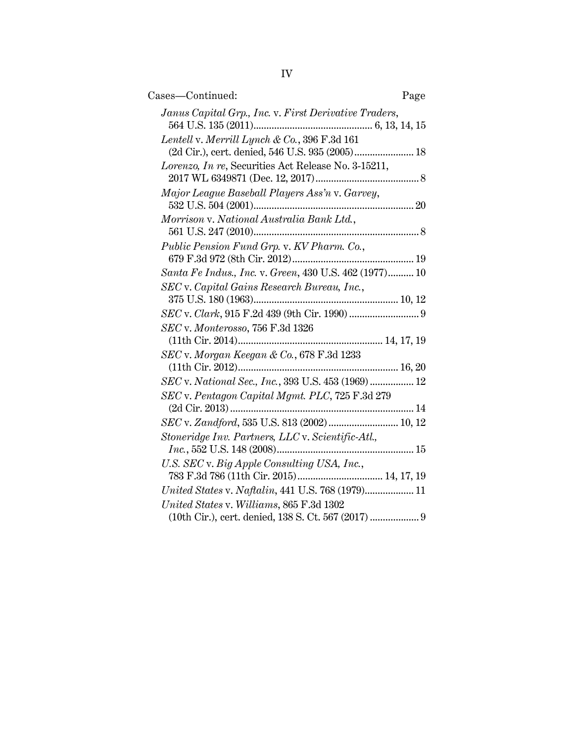Cases—Continued: Page

*Janus Capital Grp., Inc.* v. *First Derivative Traders*, 564 U.S. 135 (2011) .......... 6, 13, 14, 15

*Lentell* v. *Merrill Lynch & Co.*, 396 F.3d 161 (2d Cir.), cert. denied, 546 U.S. 935 (2005) .......... 18

*Lorenzo, In re*, Securities Act Release No. 3-15211, 2017 WL 6349871 (Dec. 12, 2017) .......... 8

*Major League Baseball Players Ass'n* v. *Garvey*, 532 U.S. 504 (2001) .......... 20

*Morrison* v. *National Australia Bank Ltd.*, 561 U.S. 247 (2010) .......... 8

*Public Pension Fund Grp.* v. *KV Pharm. Co.*, 679 F.3d 972 (8th Cir. 2012) .......... 19

*Santa Fe Indus., Inc.* v. *Green*, 430 U.S. 462 (1977) .......... 10

*SEC* v. *Capital Gains Research Bureau, Inc.*, 375 U.S. 180 (1963) .......... 10, 12

*SEC* v. *Clark*, 915 F.2d 439 (9th Cir. 1990) .......... 9

*SEC* v. *Monterosso*, 756 F.3d 1326 (11th Cir. 2014) .......... 14, 17, 19

*SEC* v. *Morgan Keegan & Co.*, 678 F.3d 1233 (11th Cir. 2012) .......... 16, 20

*SEC* v. *National Sec., Inc.*, 393 U.S. 453 (1969) .......... 12

*SEC* v. *Pentagon Capital Mgmt. PLC*, 725 F.3d 279 (2d Cir. 2013) .......... 14

*SEC* v. *Zandford*, 535 U.S. 813 (2002) .......... 10, 12

*Stoneridge Inv. Partners, LLC* v. *Scientific-Atl., Inc.*, 552 U.S. 148 (2008) .......... 15

*U.S. SEC* v. *Big Apple Consulting USA, Inc.*, 783 F.3d 786 (11th Cir. 2015) .......... 14, 17, 19

*United States* v. *Naftalin*, 441 U.S. 768 (1979) .......... 11

*United States* v. *Williams*, 865 F.3d 1302 (10th Cir.), cert. denied, 138 S. Ct. 567 (2017) .......... 9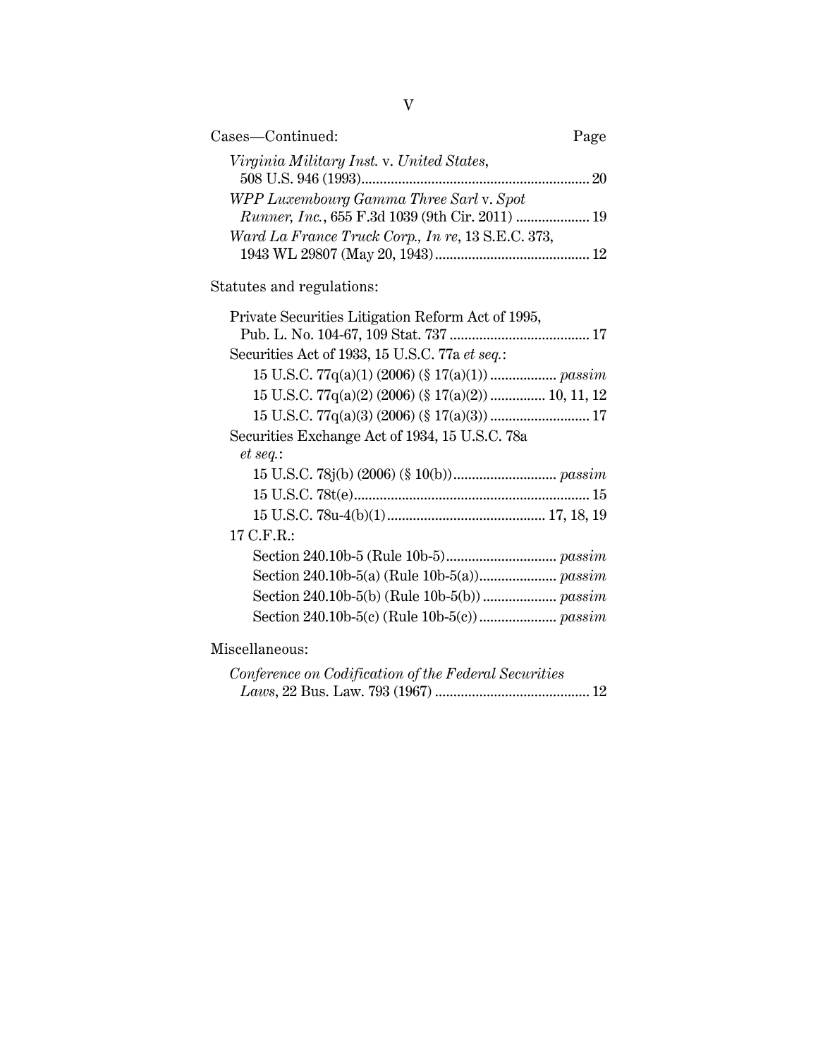Cases—Continued: Page

*Virginia Military Inst.* v. *United States*, 508 U.S. 946 (1993) .......... 20

*WPP Luxembourg Gamma Three Sarl* v. *Spot Runner, Inc.*, 655 F.3d 1039 (9th Cir. 2011) .......... 19

*Ward La France Truck Corp., In re*, 13 S.E.C. 373, 1943 WL 29807 (May 20, 1943) .......... 12

Statutes and regulations:

Private Securities Litigation Reform Act of 1995, Pub. L. No. 104-67, 109 Stat. 737 .......... 17

Securities Act of 1933, 15 U.S.C. 77a *et seq.*:

- 15 U.S.C. 77q(a)(1) (2006) (§ 17(a)(1)) .......... *passim*
- 15 U.S.C. 77q(a)(2) (2006) (§ 17(a)(2)) .......... 10, 11, 12
- 15 U.S.C. 77q(a)(3) (2006) (§ 17(a)(3)) .......... 17

Securities Exchange Act of 1934, 15 U.S.C. 78a *et seq.*:

- 15 U.S.C. 78j(b) (2006) (§ 10(b)) .......... *passim*
- 15 U.S.C. 78t(e) .......... 15
- 15 U.S.C. 78u-4(b)(1) .......... 17, 18, 19

17 C.F.R.:

- Section 240.10b-5 (Rule 10b-5) .......... *passim*
- Section 240.10b-5(a) (Rule 10b-5(a)) .......... *passim*
- Section 240.10b-5(b) (Rule 10b-5(b)) .......... *passim*
- Section 240.10b-5(c) (Rule 10b-5(c)) .......... *passim*

Miscellaneous:

*Conference on Codification of the Federal Securities Laws*, 22 Bus. Law. 793 (1967) .......... 12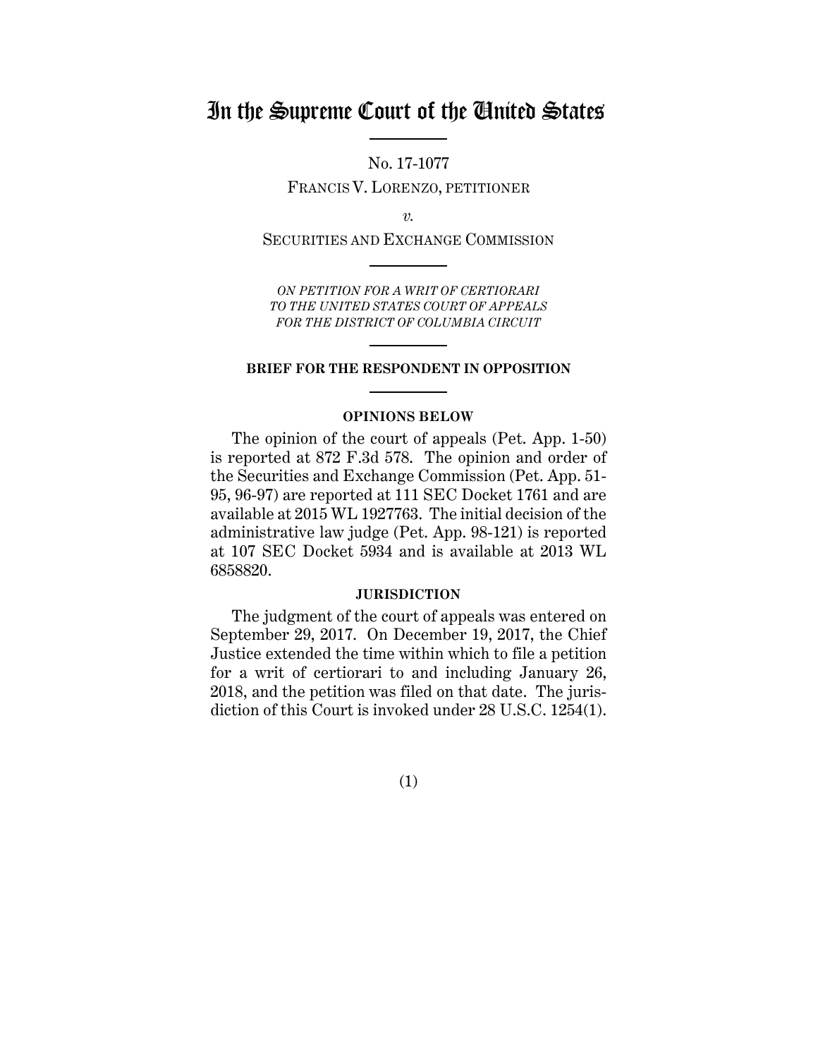# In the Supreme Court of the United States

No. 17-1077

FRANCIS V. LORENZO, PETITIONER

*v.*

SECURITIES AND EXCHANGE COMMISSION

*ON PETITION FOR A WRIT OF CERTIORARI TO THE UNITED STATES COURT OF APPEALS FOR THE DISTRICT OF COLUMBIA CIRCUIT*

**BRIEF FOR THE RESPONDENT IN OPPOSITION**

**OPINIONS BELOW**

The opinion of the court of appeals (Pet. App. 1-50) is reported at 872 F.3d 578. The opinion and order of the Securities and Exchange Commission (Pet. App. 51-95, 96-97) are reported at 111 SEC Docket 1761 and are available at 2015 WL 1927763. The initial decision of the administrative law judge (Pet. App. 98-121) is reported at 107 SEC Docket 5934 and is available at 2013 WL 6858820.

**JURISDICTION**

The judgment of the court of appeals was entered on September 29, 2017. On December 19, 2017, the Chief Justice extended the time within which to file a petition for a writ of certiorari to and including January 26, 2018, and the petition was filed on that date. The jurisdiction of this Court is invoked under 28 U.S.C. 1254(1).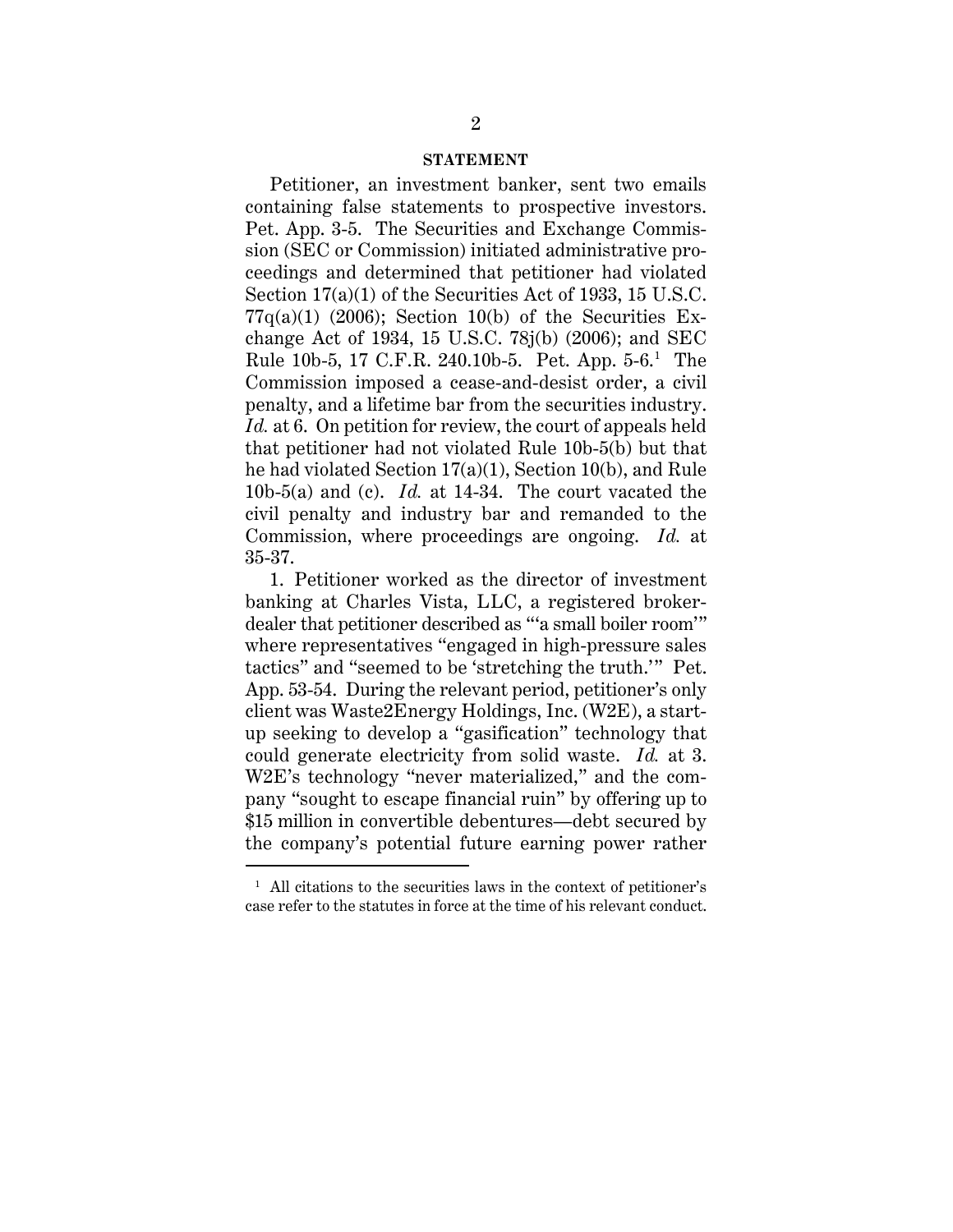## STATEMENT

Petitioner, an investment banker, sent two emails containing false statements to prospective investors. Pet. App. 3-5. The Securities and Exchange Commission (SEC or Commission) initiated administrative proceedings and determined that petitioner had violated Section 17(a)(1) of the Securities Act of 1933, 15 U.S.C. 77q(a)(1) (2006); Section 10(b) of the Securities Exchange Act of 1934, 15 U.S.C. 78j(b) (2006); and SEC Rule 10b-5, 17 C.F.R. 240.10b-5. Pet. App. 5-6.[1] The Commission imposed a cease-and-desist order, a civil penalty, and a lifetime bar from the securities industry. *Id.* at 6. On petition for review, the court of appeals held that petitioner had not violated Rule 10b-5(b) but that he had violated Section 17(a)(1), Section 10(b), and Rule 10b-5(a) and (c). *Id.* at 14-34. The court vacated the civil penalty and industry bar and remanded to the Commission, where proceedings are ongoing. *Id.* at 35-37.

1. Petitioner worked as the director of investment banking at Charles Vista, LLC, a registered broker-dealer that petitioner described as "'a small boiler room'" where representatives "engaged in high-pressure sales tactics" and "seemed to be 'stretching the truth.'" Pet. App. 53-54. During the relevant period, petitioner's only client was Waste2Energy Holdings, Inc. (W2E), a start-up seeking to develop a "gasification" technology that could generate electricity from solid waste. *Id.* at 3. W2E's technology "never materialized," and the company "sought to escape financial ruin" by offering up to $15 million in convertible debentures—debt secured by the company's potential future earning power rather

[1] All citations to the securities laws in the context of petitioner's case refer to the statutes in force at the time of his relevant conduct.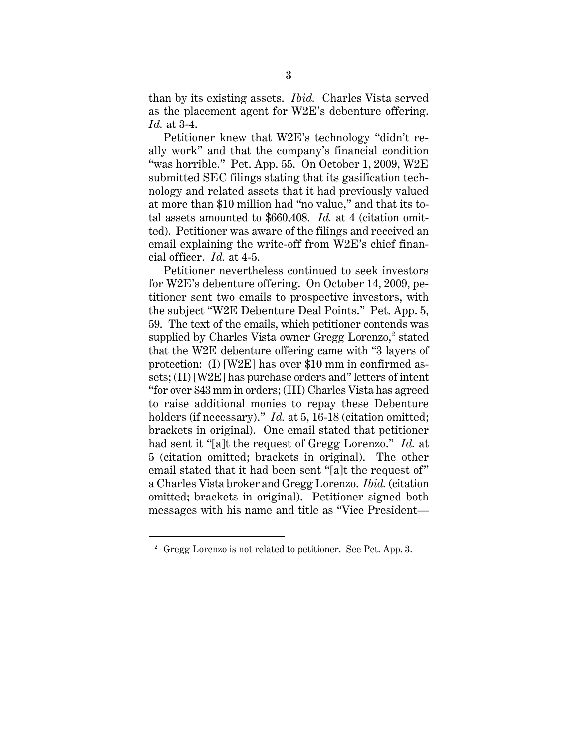than by its existing assets. *Ibid.* Charles Vista served as the placement agent for W2E's debenture offering. *Id.* at 3-4.

Petitioner knew that W2E's technology "didn't really work" and that the company's financial condition "was horrible." Pet. App. 55. On October 1, 2009, W2E submitted SEC filings stating that its gasification technology and related assets that it had previously valued at more than $10 million had "no value," and that its total assets amounted to $660,408. *Id.* at 4 (citation omitted). Petitioner was aware of the filings and received an email explaining the write-off from W2E's chief financial officer. *Id.* at 4-5.

Petitioner nevertheless continued to seek investors for W2E's debenture offering. On October 14, 2009, petitioner sent two emails to prospective investors, with the subject "W2E Debenture Deal Points." Pet. App. 5, 59. The text of the emails, which petitioner contends was supplied by Charles Vista owner Gregg Lorenzo,[2] stated that the W2E debenture offering came with "3 layers of protection: (I) [W2E] has over $10 mm in confirmed assets; (II) [W2E] has purchase orders and" letters of intent "for over $43 mm in orders; (III) Charles Vista has agreed to raise additional monies to repay these Debenture holders (if necessary)." *Id.* at 5, 16-18 (citation omitted; brackets in original). One email stated that petitioner had sent it "[a]t the request of Gregg Lorenzo." *Id.* at 5 (citation omitted; brackets in original). The other email stated that it had been sent "[a]t the request of" a Charles Vista broker and Gregg Lorenzo. *Ibid.* (citation omitted; brackets in original). Petitioner signed both messages with his name and title as "Vice President—

[2] Gregg Lorenzo is not related to petitioner. See Pet. App. 3.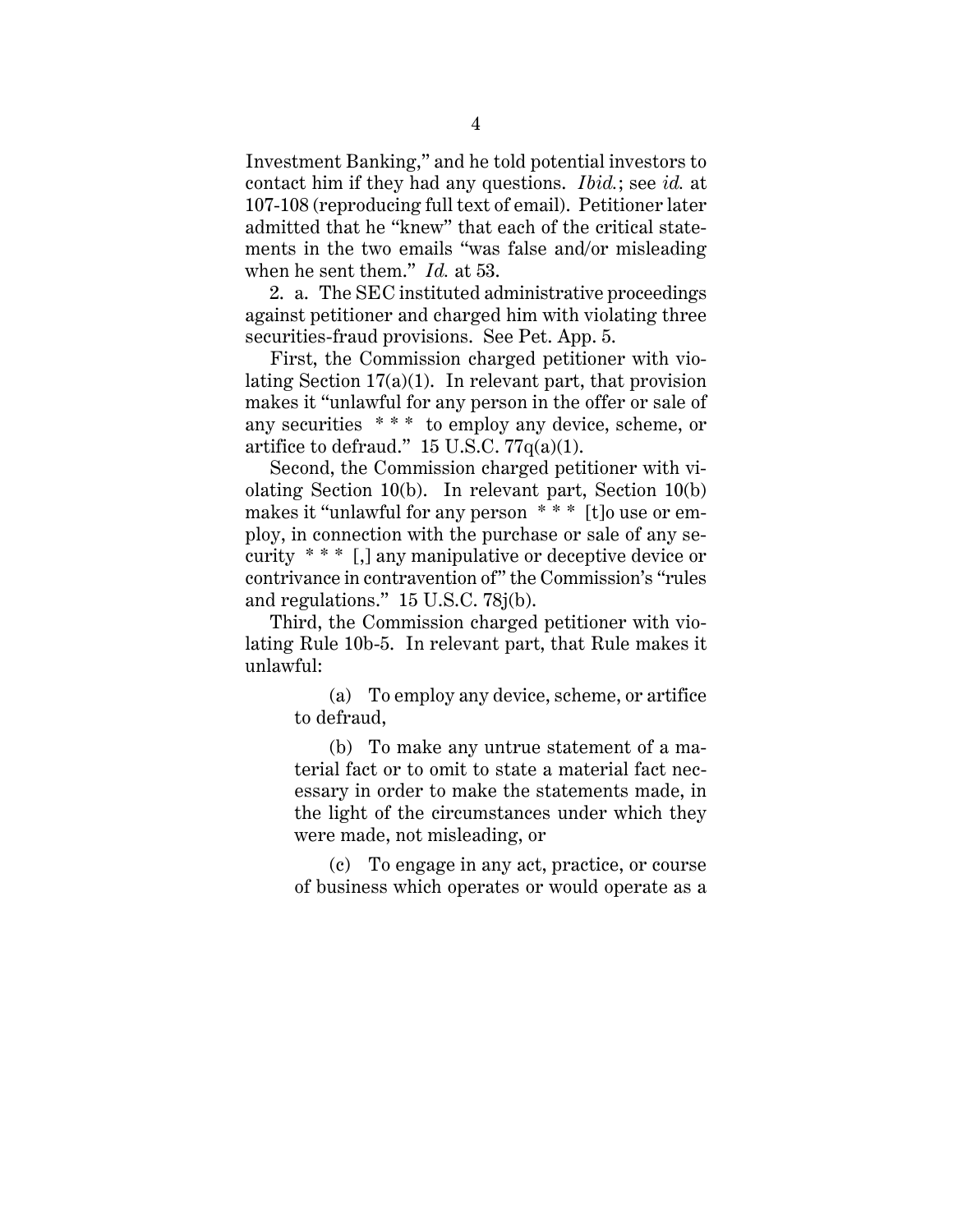Investment Banking," and he told potential investors to contact him if they had any questions. *Ibid.*; see *id.* at 107-108 (reproducing full text of email). Petitioner later admitted that he "knew" that each of the critical statements in the two emails "was false and/or misleading when he sent them." *Id.* at 53.

2. a. The SEC instituted administrative proceedings against petitioner and charged him with violating three securities-fraud provisions. See Pet. App. 5.

First, the Commission charged petitioner with violating Section 17(a)(1). In relevant part, that provision makes it "unlawful for any person in the offer or sale of any securities * * * to employ any device, scheme, or artifice to defraud." 15 U.S.C. 77q(a)(1).

Second, the Commission charged petitioner with violating Section 10(b). In relevant part, Section 10(b) makes it "unlawful for any person * * * [t]o use or employ, in connection with the purchase or sale of any security * * * [,] any manipulative or deceptive device or contrivance in contravention of" the Commission's "rules and regulations." 15 U.S.C. 78j(b).

Third, the Commission charged petitioner with violating Rule 10b-5. In relevant part, that Rule makes it unlawful:

> (a) To employ any device, scheme, or artifice to defraud,
>
> (b) To make any untrue statement of a material fact or to omit to state a material fact necessary in order to make the statements made, in the light of the circumstances under which they were made, not misleading, or
>
> (c) To engage in any act, practice, or course of business which operates or would operate as a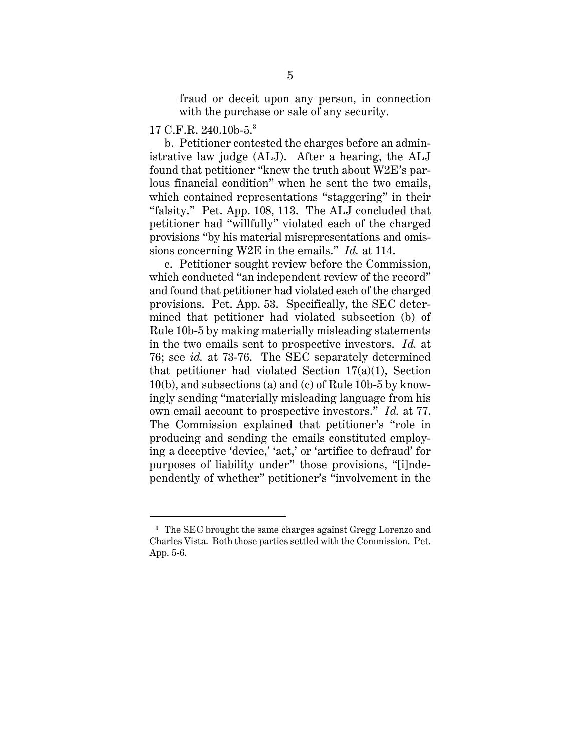> fraud or deceit upon any person, in connection with the purchase or sale of any security.

17 C.F.R. 240.10b-5.[3]

b. Petitioner contested the charges before an administrative law judge (ALJ). After a hearing, the ALJ found that petitioner "knew the truth about W2E's parlous financial condition" when he sent the two emails, which contained representations "staggering" in their "falsity." Pet. App. 108, 113. The ALJ concluded that petitioner had "willfully" violated each of the charged provisions "by his material misrepresentations and omissions concerning W2E in the emails." *Id.* at 114.

c. Petitioner sought review before the Commission, which conducted "an independent review of the record" and found that petitioner had violated each of the charged provisions. Pet. App. 53. Specifically, the SEC determined that petitioner had violated subsection (b) of Rule 10b-5 by making materially misleading statements in the two emails sent to prospective investors. *Id.* at 76; see *id.* at 73-76. The SEC separately determined that petitioner had violated Section 17(a)(1), Section 10(b), and subsections (a) and (c) of Rule 10b-5 by knowingly sending "materially misleading language from his own email account to prospective investors." *Id.* at 77. The Commission explained that petitioner's "role in producing and sending the emails constituted employing a deceptive 'device,' 'act,' or 'artifice to defraud' for purposes of liability under" those provisions, "[i]ndependently of whether" petitioner's "involvement in the

---

[3] The SEC brought the same charges against Gregg Lorenzo and Charles Vista. Both those parties settled with the Commission. Pet. App. 5-6.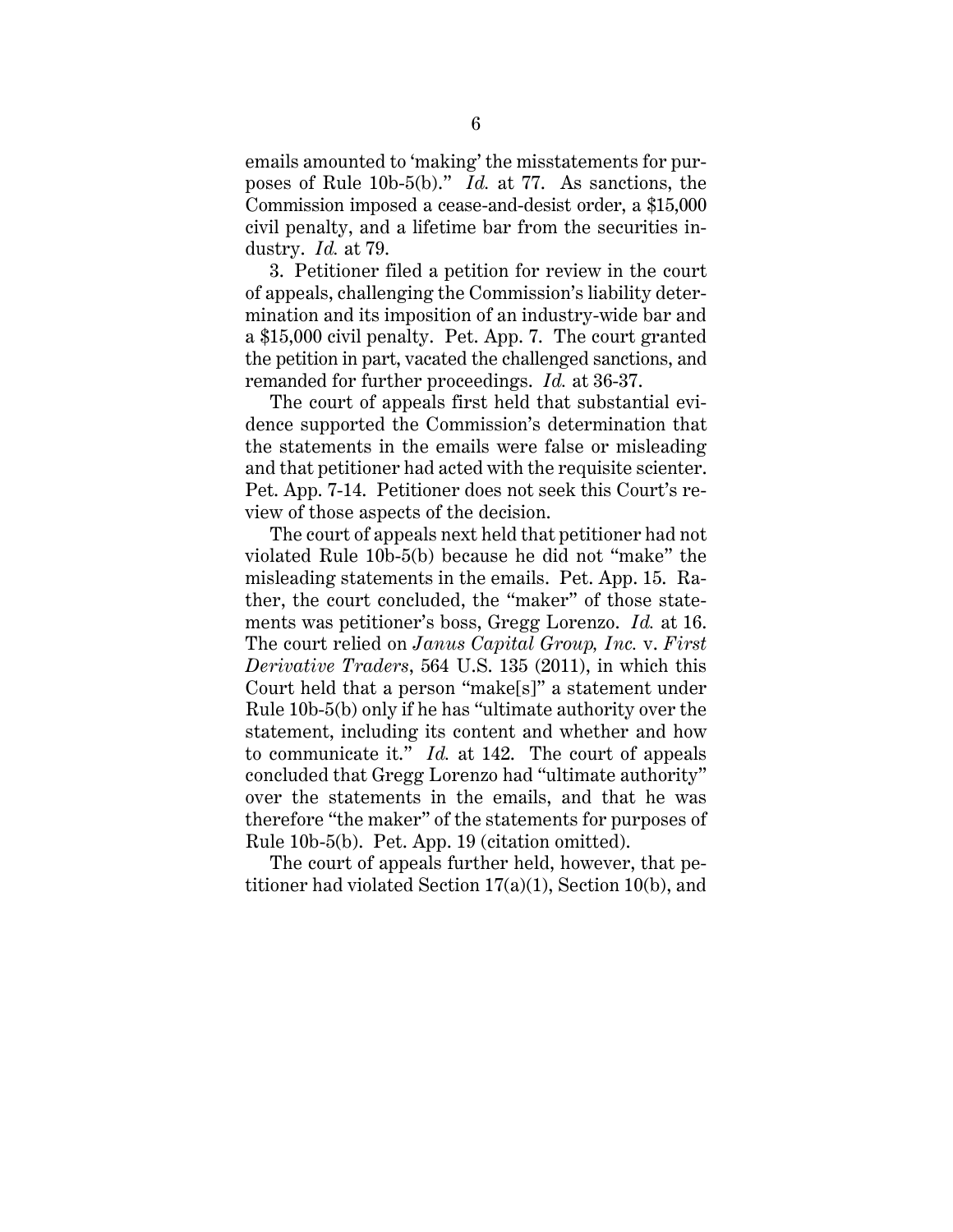emails amounted to 'making' the misstatements for purposes of Rule 10b-5(b)." *Id.* at 77. As sanctions, the Commission imposed a cease-and-desist order, a $15,000 civil penalty, and a lifetime bar from the securities industry. *Id.* at 79.

3. Petitioner filed a petition for review in the court of appeals, challenging the Commission's liability determination and its imposition of an industry-wide bar and a $15,000 civil penalty. Pet. App. 7. The court granted the petition in part, vacated the challenged sanctions, and remanded for further proceedings. *Id.* at 36-37.

The court of appeals first held that substantial evidence supported the Commission's determination that the statements in the emails were false or misleading and that petitioner had acted with the requisite scienter. Pet. App. 7-14. Petitioner does not seek this Court's review of those aspects of the decision.

The court of appeals next held that petitioner had not violated Rule 10b-5(b) because he did not "make" the misleading statements in the emails. Pet. App. 15. Rather, the court concluded, the "maker" of those statements was petitioner's boss, Gregg Lorenzo. *Id.* at 16. The court relied on *Janus Capital Group, Inc.* v. *First Derivative Traders*, 564 U.S. 135 (2011), in which this Court held that a person "make[s]" a statement under Rule 10b-5(b) only if he has "ultimate authority over the statement, including its content and whether and how to communicate it." *Id.* at 142. The court of appeals concluded that Gregg Lorenzo had "ultimate authority" over the statements in the emails, and that he was therefore "the maker" of the statements for purposes of Rule 10b-5(b). Pet. App. 19 (citation omitted).

The court of appeals further held, however, that petitioner had violated Section 17(a)(1), Section 10(b), and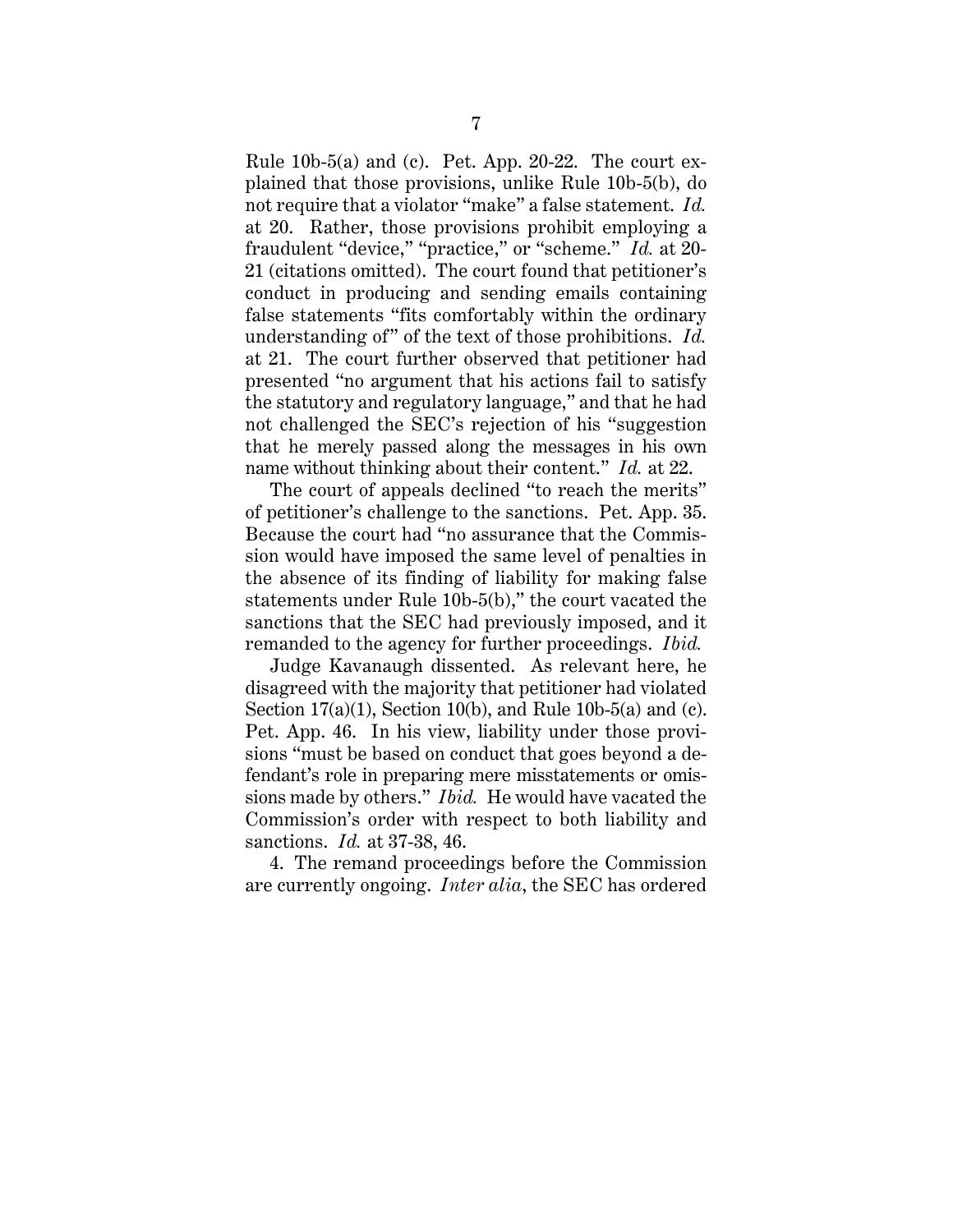Rule 10b-5(a) and (c). Pet. App. 20-22. The court explained that those provisions, unlike Rule 10b-5(b), do not require that a violator "make" a false statement. *Id.* at 20. Rather, those provisions prohibit employing a fraudulent "device," "practice," or "scheme." *Id.* at 20-21 (citations omitted). The court found that petitioner's conduct in producing and sending emails containing false statements "fits comfortably within the ordinary understanding of" of the text of those prohibitions. *Id.* at 21. The court further observed that petitioner had presented "no argument that his actions fail to satisfy the statutory and regulatory language," and that he had not challenged the SEC's rejection of his "suggestion that he merely passed along the messages in his own name without thinking about their content." *Id.* at 22.

The court of appeals declined "to reach the merits" of petitioner's challenge to the sanctions. Pet. App. 35. Because the court had "no assurance that the Commission would have imposed the same level of penalties in the absence of its finding of liability for making false statements under Rule 10b-5(b)," the court vacated the sanctions that the SEC had previously imposed, and it remanded to the agency for further proceedings. *Ibid.*

Judge Kavanaugh dissented. As relevant here, he disagreed with the majority that petitioner had violated Section 17(a)(1), Section 10(b), and Rule 10b-5(a) and (c). Pet. App. 46. In his view, liability under those provisions "must be based on conduct that goes beyond a defendant's role in preparing mere misstatements or omissions made by others." *Ibid.* He would have vacated the Commission's order with respect to both liability and sanctions. *Id.* at 37-38, 46.

4. The remand proceedings before the Commission are currently ongoing. *Inter alia*, the SEC has ordered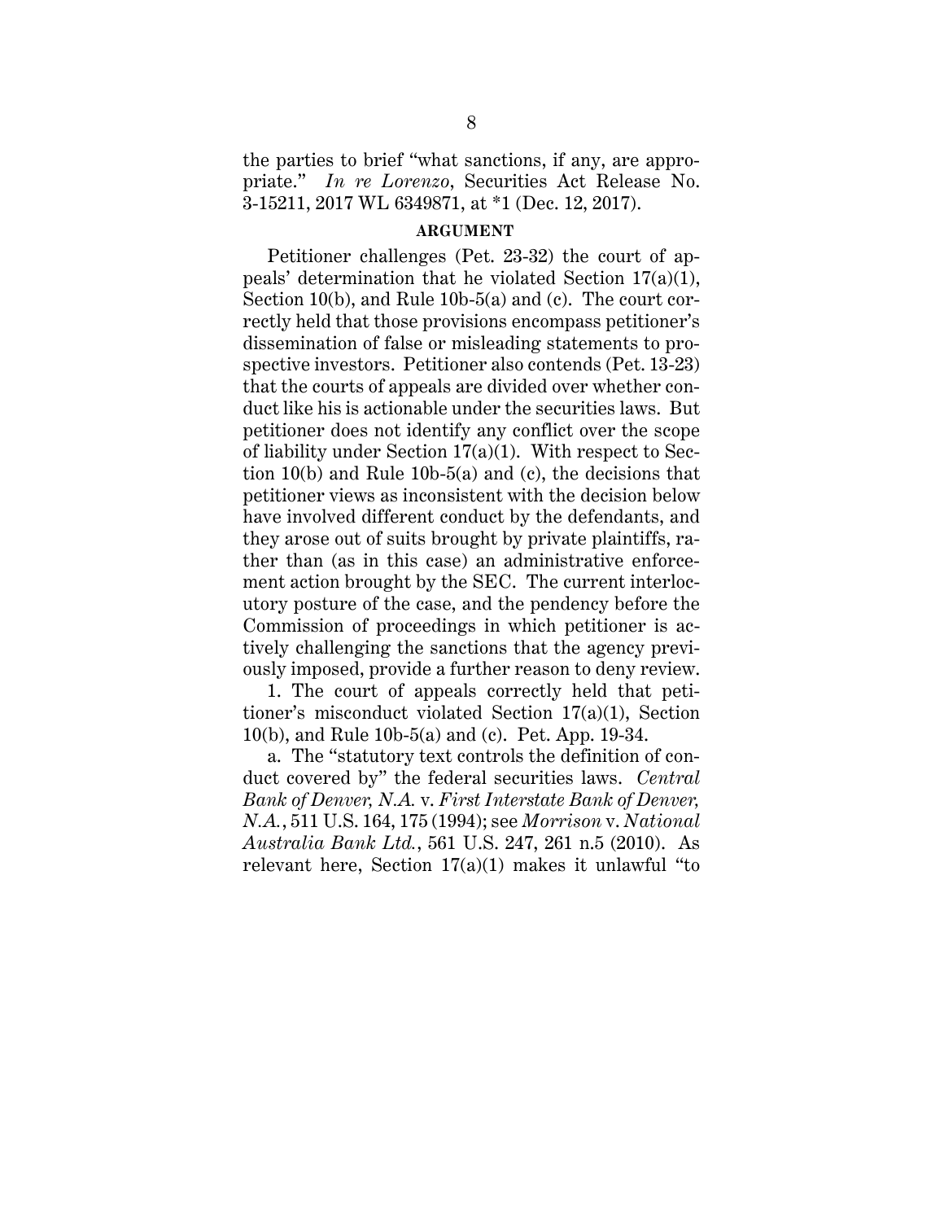the parties to brief "what sanctions, if any, are appropriate." *In re Lorenzo*, Securities Act Release No. 3-15211, 2017 WL 6349871, at *1 (Dec. 12, 2017).

## ARGUMENT

Petitioner challenges (Pet. 23-32) the court of appeals' determination that he violated Section 17(a)(1), Section 10(b), and Rule 10b-5(a) and (c). The court correctly held that those provisions encompass petitioner's dissemination of false or misleading statements to prospective investors. Petitioner also contends (Pet. 13-23) that the courts of appeals are divided over whether conduct like his is actionable under the securities laws. But petitioner does not identify any conflict over the scope of liability under Section 17(a)(1). With respect to Section 10(b) and Rule 10b-5(a) and (c), the decisions that petitioner views as inconsistent with the decision below have involved different conduct by the defendants, and they arose out of suits brought by private plaintiffs, rather than (as in this case) an administrative enforcement action brought by the SEC. The current interlocutory posture of the case, and the pendency before the Commission of proceedings in which petitioner is actively challenging the sanctions that the agency previously imposed, provide a further reason to deny review.

1. The court of appeals correctly held that petitioner's misconduct violated Section 17(a)(1), Section 10(b), and Rule 10b-5(a) and (c). Pet. App. 19-34.

a. The "statutory text controls the definition of conduct covered by" the federal securities laws. *Central Bank of Denver, N.A.* v. *First Interstate Bank of Denver, N.A.*, 511 U.S. 164, 175 (1994); see *Morrison* v. *National Australia Bank Ltd.*, 561 U.S. 247, 261 n.5 (2010). As relevant here, Section 17(a)(1) makes it unlawful "to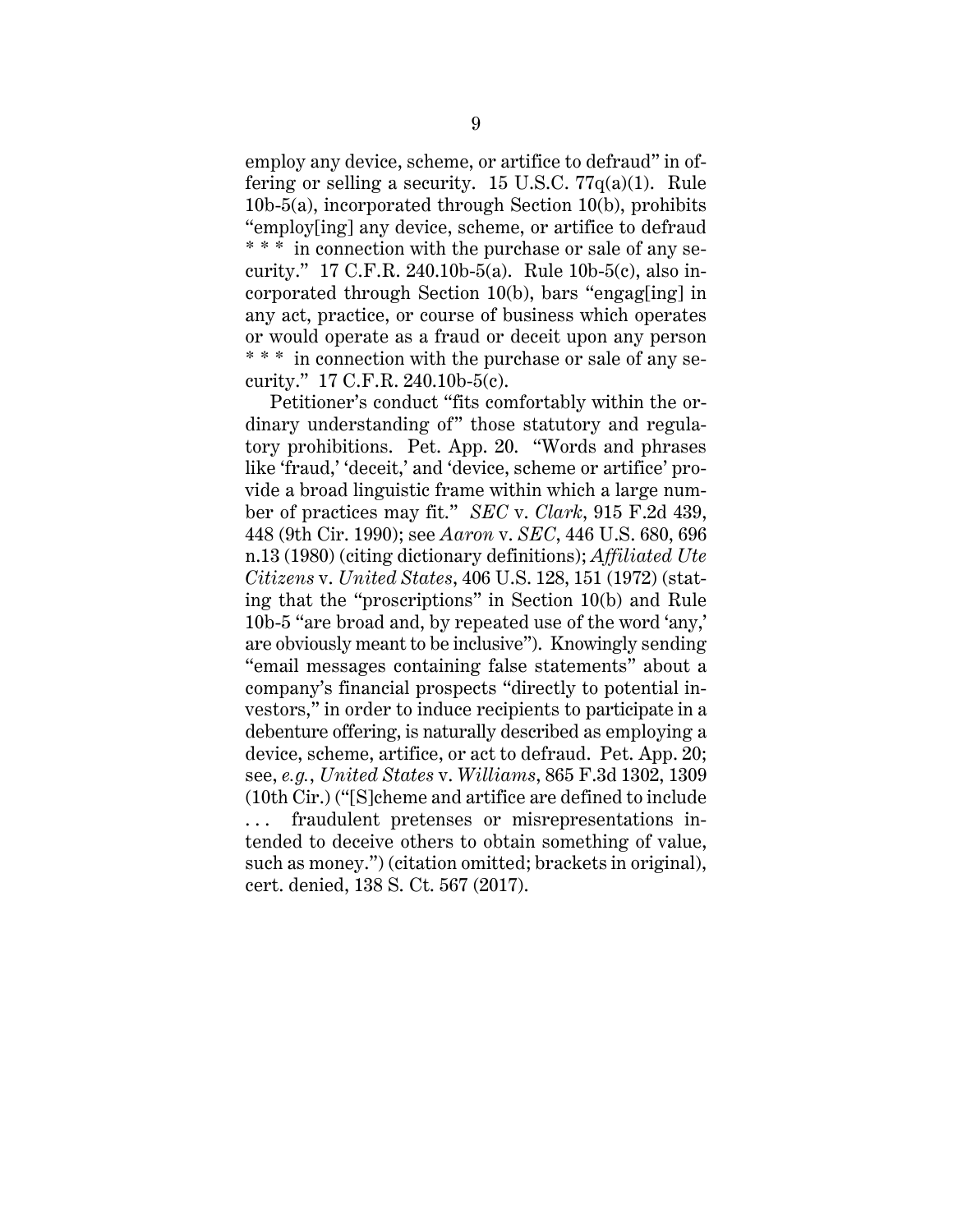employ any device, scheme, or artifice to defraud" in offering or selling a security. 15 U.S.C. 77q(a)(1). Rule 10b-5(a), incorporated through Section 10(b), prohibits "employ[ing] any device, scheme, or artifice to defraud * * * in connection with the purchase or sale of any security." 17 C.F.R. 240.10b-5(a). Rule 10b-5(c), also incorporated through Section 10(b), bars "engag[ing] in any act, practice, or course of business which operates or would operate as a fraud or deceit upon any person * * * in connection with the purchase or sale of any security." 17 C.F.R. 240.10b-5(c).

Petitioner's conduct "fits comfortably within the ordinary understanding of" those statutory and regulatory prohibitions. Pet. App. 20. "Words and phrases like 'fraud,' 'deceit,' and 'device, scheme or artifice' provide a broad linguistic frame within which a large number of practices may fit." *SEC* v. *Clark*, 915 F.2d 439, 448 (9th Cir. 1990); see *Aaron* v. *SEC*, 446 U.S. 680, 696 n.13 (1980) (citing dictionary definitions); *Affiliated Ute Citizens* v. *United States*, 406 U.S. 128, 151 (1972) (stating that the "proscriptions" in Section 10(b) and Rule 10b-5 "are broad and, by repeated use of the word 'any,' are obviously meant to be inclusive"). Knowingly sending "email messages containing false statements" about a company's financial prospects "directly to potential investors," in order to induce recipients to participate in a debenture offering, is naturally described as employing a device, scheme, artifice, or act to defraud. Pet. App. 20; see, *e.g.*, *United States* v. *Williams*, 865 F.3d 1302, 1309 (10th Cir.) ("[S]cheme and artifice are defined to include . . . fraudulent pretenses or misrepresentations intended to deceive others to obtain something of value, such as money.") (citation omitted; brackets in original), cert. denied, 138 S. Ct. 567 (2017).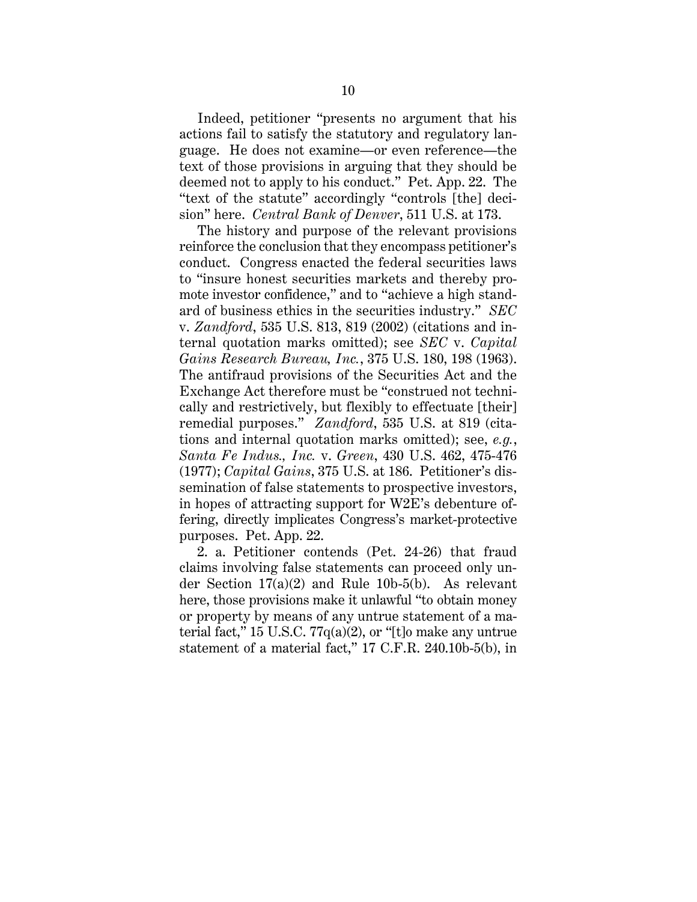Indeed, petitioner "presents no argument that his actions fail to satisfy the statutory and regulatory language. He does not examine—or even reference—the text of those provisions in arguing that they should be deemed not to apply to his conduct." Pet. App. 22. The "text of the statute" accordingly "controls [the] decision" here. *Central Bank of Denver*, 511 U.S. at 173.

The history and purpose of the relevant provisions reinforce the conclusion that they encompass petitioner's conduct. Congress enacted the federal securities laws to "insure honest securities markets and thereby promote investor confidence," and to "achieve a high standard of business ethics in the securities industry." *SEC* v. *Zandford*, 535 U.S. 813, 819 (2002) (citations and internal quotation marks omitted); see *SEC* v. *Capital Gains Research Bureau, Inc.*, 375 U.S. 180, 198 (1963). The antifraud provisions of the Securities Act and the Exchange Act therefore must be "construed not technically and restrictively, but flexibly to effectuate [their] remedial purposes." *Zandford*, 535 U.S. at 819 (citations and internal quotation marks omitted); see, *e.g.*, *Santa Fe Indus., Inc.* v. *Green*, 430 U.S. 462, 475-476 (1977); *Capital Gains*, 375 U.S. at 186. Petitioner's dissemination of false statements to prospective investors, in hopes of attracting support for W2E's debenture offering, directly implicates Congress's market-protective purposes. Pet. App. 22.

2. a. Petitioner contends (Pet. 24-26) that fraud claims involving false statements can proceed only under Section 17(a)(2) and Rule 10b-5(b). As relevant here, those provisions make it unlawful "to obtain money or property by means of any untrue statement of a material fact," 15 U.S.C. 77q(a)(2), or "[t]o make any untrue statement of a material fact," 17 C.F.R. 240.10b-5(b), in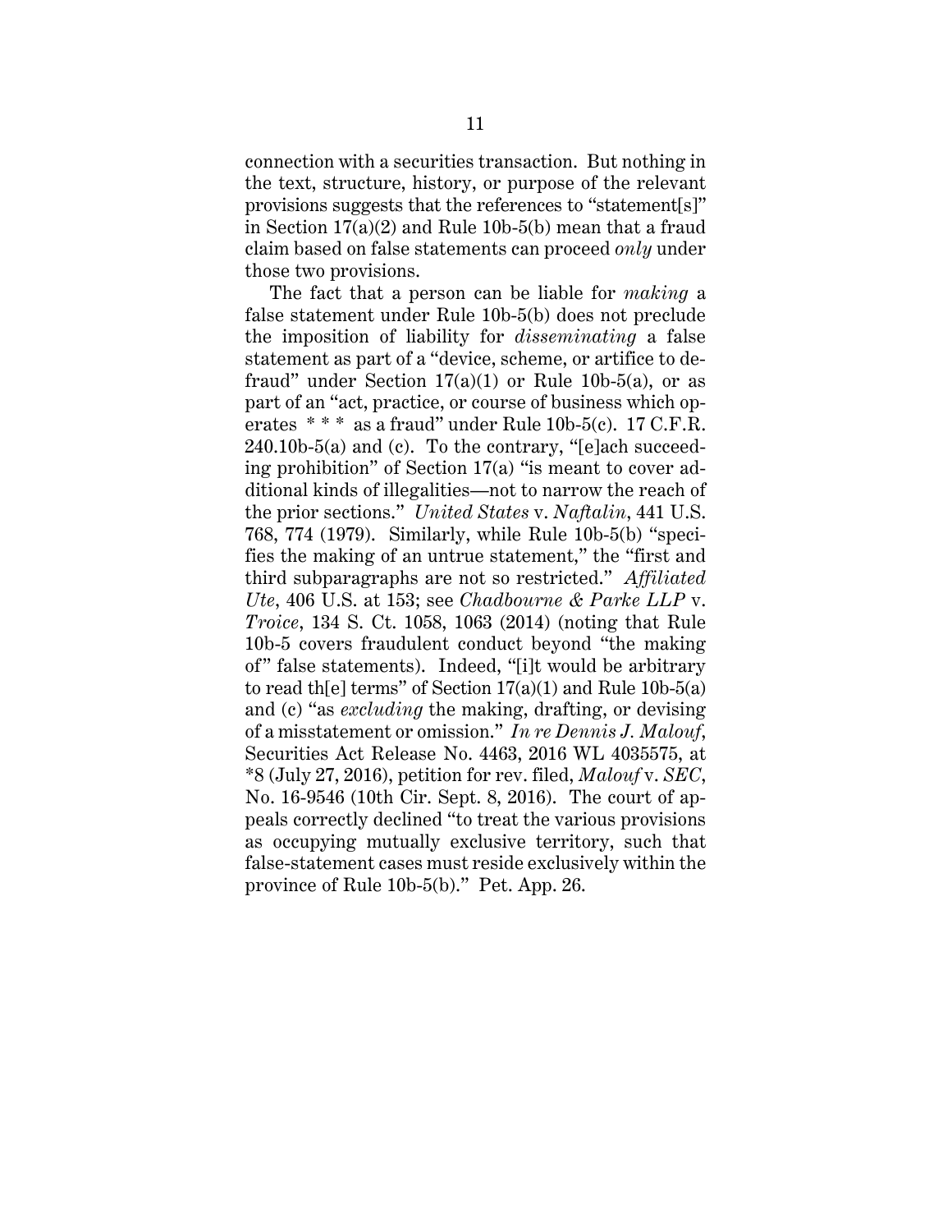connection with a securities transaction. But nothing in the text, structure, history, or purpose of the relevant provisions suggests that the references to "statement[s]" in Section 17(a)(2) and Rule 10b-5(b) mean that a fraud claim based on false statements can proceed *only* under those two provisions.

The fact that a person can be liable for *making* a false statement under Rule 10b-5(b) does not preclude the imposition of liability for *disseminating* a false statement as part of a "device, scheme, or artifice to defraud" under Section 17(a)(1) or Rule 10b-5(a), or as part of an "act, practice, or course of business which operates * * * as a fraud" under Rule 10b-5(c). 17 C.F.R. 240.10b-5(a) and (c). To the contrary, "[e]ach succeeding prohibition" of Section 17(a) "is meant to cover additional kinds of illegalities—not to narrow the reach of the prior sections." *United States* v. *Naftalin*, 441 U.S. 768, 774 (1979). Similarly, while Rule 10b-5(b) "specifies the making of an untrue statement," the "first and third subparagraphs are not so restricted." *Affiliated Ute*, 406 U.S. at 153; see *Chadbourne & Parke LLP* v. *Troice*, 134 S. Ct. 1058, 1063 (2014) (noting that Rule 10b-5 covers fraudulent conduct beyond "the making of" false statements). Indeed, "[i]t would be arbitrary to read th[e] terms" of Section 17(a)(1) and Rule 10b-5(a) and (c) "as *excluding* the making, drafting, or devising of a misstatement or omission." *In re Dennis J. Malouf*, Securities Act Release No. 4463, 2016 WL 4035575, at *8 (July 27, 2016), petition for rev. filed, *Malouf* v. *SEC*, No. 16-9546 (10th Cir. Sept. 8, 2016). The court of appeals correctly declined "to treat the various provisions as occupying mutually exclusive territory, such that false-statement cases must reside exclusively within the province of Rule 10b-5(b)." Pet. App. 26.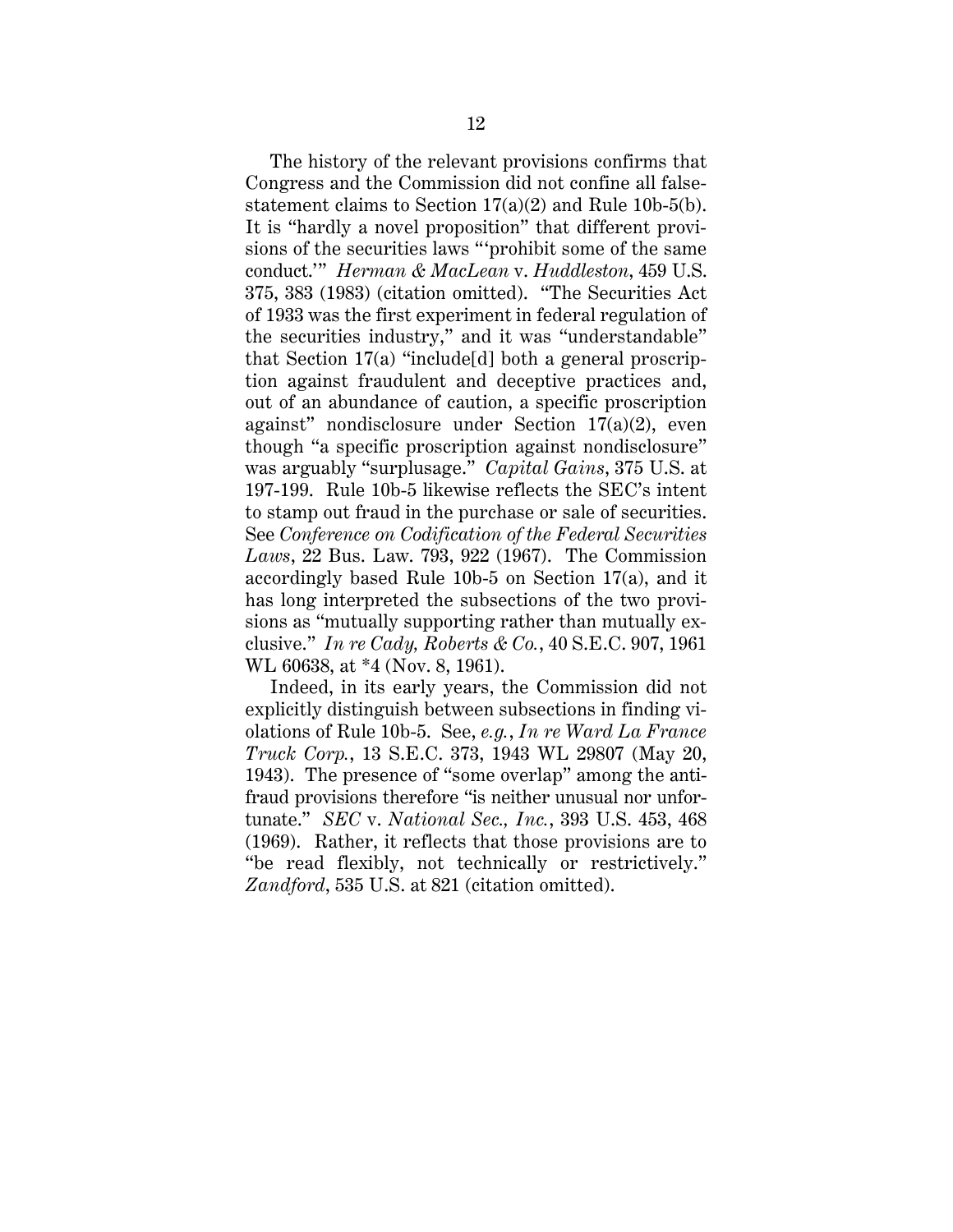The history of the relevant provisions confirms that Congress and the Commission did not confine all false-statement claims to Section 17(a)(2) and Rule 10b-5(b). It is "hardly a novel proposition" that different provisions of the securities laws "'prohibit some of the same conduct.'" *Herman & MacLean* v. *Huddleston*, 459 U.S. 375, 383 (1983) (citation omitted). "The Securities Act of 1933 was the first experiment in federal regulation of the securities industry," and it was "understandable" that Section 17(a) "include[d] both a general proscription against fraudulent and deceptive practices and, out of an abundance of caution, a specific proscription against" nondisclosure under Section 17(a)(2), even though "a specific proscription against nondisclosure" was arguably "surplusage." *Capital Gains*, 375 U.S. at 197-199. Rule 10b-5 likewise reflects the SEC's intent to stamp out fraud in the purchase or sale of securities. See *Conference on Codification of the Federal Securities Laws*, 22 Bus. Law. 793, 922 (1967). The Commission accordingly based Rule 10b-5 on Section 17(a), and it has long interpreted the subsections of the two provisions as "mutually supporting rather than mutually exclusive." *In re Cady, Roberts & Co.*, 40 S.E.C. 907, 1961 WL 60638, at *4 (Nov. 8, 1961).

Indeed, in its early years, the Commission did not explicitly distinguish between subsections in finding violations of Rule 10b-5. See, *e.g.*, *In re Ward La France Truck Corp.*, 13 S.E.C. 373, 1943 WL 29807 (May 20, 1943). The presence of "some overlap" among the antifraud provisions therefore "is neither unusual nor unfortunate." *SEC* v. *National Sec., Inc.*, 393 U.S. 453, 468 (1969). Rather, it reflects that those provisions are to "be read flexibly, not technically or restrictively." *Zandford*, 535 U.S. at 821 (citation omitted).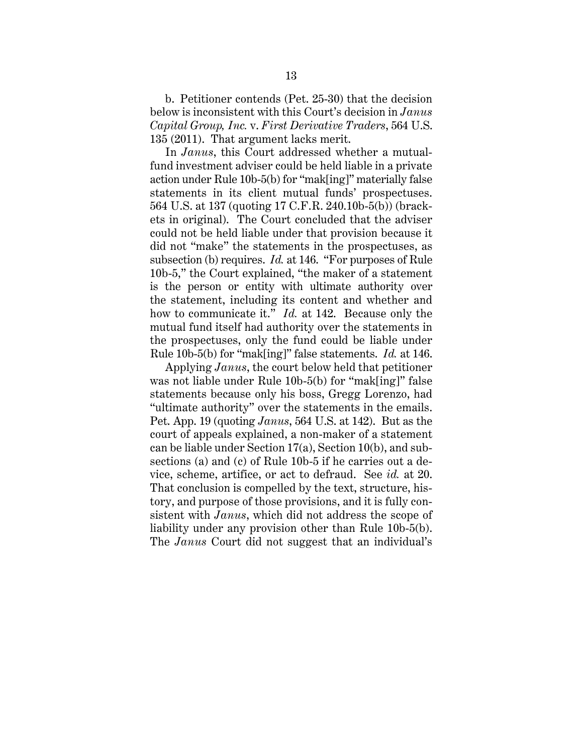b. Petitioner contends (Pet. 25-30) that the decision below is inconsistent with this Court's decision in *Janus Capital Group, Inc.* v. *First Derivative Traders*, 564 U.S. 135 (2011). That argument lacks merit.

In *Janus*, this Court addressed whether a mutual-fund investment adviser could be held liable in a private action under Rule 10b-5(b) for "mak[ing]" materially false statements in its client mutual funds' prospectuses. 564 U.S. at 137 (quoting 17 C.F.R. 240.10b-5(b)) (brackets in original). The Court concluded that the adviser could not be held liable under that provision because it did not "make" the statements in the prospectuses, as subsection (b) requires. *Id.* at 146. "For purposes of Rule 10b-5," the Court explained, "the maker of a statement is the person or entity with ultimate authority over the statement, including its content and whether and how to communicate it." *Id.* at 142. Because only the mutual fund itself had authority over the statements in the prospectuses, only the fund could be liable under Rule 10b-5(b) for "mak[ing]" false statements. *Id.* at 146.

Applying *Janus*, the court below held that petitioner was not liable under Rule 10b-5(b) for "mak[ing]" false statements because only his boss, Gregg Lorenzo, had "ultimate authority" over the statements in the emails. Pet. App. 19 (quoting *Janus*, 564 U.S. at 142). But as the court of appeals explained, a non-maker of a statement can be liable under Section 17(a), Section 10(b), and subsections (a) and (c) of Rule 10b-5 if he carries out a device, scheme, artifice, or act to defraud. See *id.* at 20. That conclusion is compelled by the text, structure, history, and purpose of those provisions, and it is fully consistent with *Janus*, which did not address the scope of liability under any provision other than Rule 10b-5(b). The *Janus* Court did not suggest that an individual's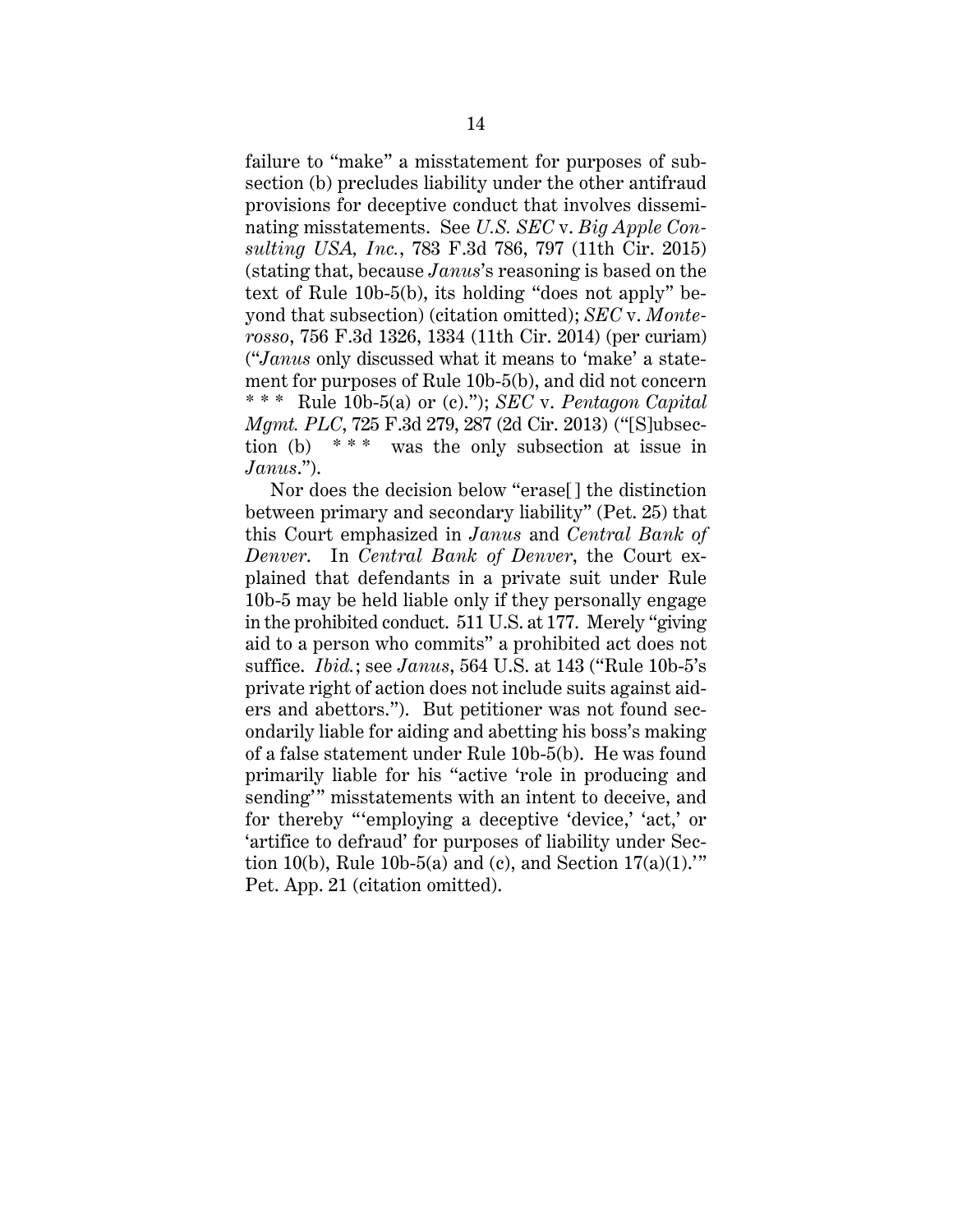failure to "make" a misstatement for purposes of subsection (b) precludes liability under the other antifraud provisions for deceptive conduct that involves disseminating misstatements. See *U.S. SEC* v. *Big Apple Consulting USA, Inc.*, 783 F.3d 786, 797 (11th Cir. 2015) (stating that, because *Janus*'s reasoning is based on the text of Rule 10b-5(b), its holding "does not apply" beyond that subsection) (citation omitted); *SEC* v. *Monterosso*, 756 F.3d 1326, 1334 (11th Cir. 2014) (per curiam) ("*Janus* only discussed what it means to 'make' a statement for purposes of Rule 10b-5(b), and did not concern * * * Rule 10b-5(a) or (c)."); *SEC* v. *Pentagon Capital Mgmt. PLC*, 725 F.3d 279, 287 (2d Cir. 2013) ("[S]ubsection (b) * * * was the only subsection at issue in *Janus*.").

Nor does the decision below "erase[ ] the distinction between primary and secondary liability" (Pet. 25) that this Court emphasized in *Janus* and *Central Bank of Denver*. In *Central Bank of Denver*, the Court explained that defendants in a private suit under Rule 10b-5 may be held liable only if they personally engage in the prohibited conduct. 511 U.S. at 177. Merely "giving aid to a person who commits" a prohibited act does not suffice. *Ibid.*; see *Janus*, 564 U.S. at 143 ("Rule 10b-5's private right of action does not include suits against aiders and abettors."). But petitioner was not found secondarily liable for aiding and abetting his boss's making of a false statement under Rule 10b-5(b). He was found primarily liable for his "active 'role in producing and sending'" misstatements with an intent to deceive, and for thereby "'employing a deceptive 'device,' 'act,' or 'artifice to defraud' for purposes of liability under Section 10(b), Rule 10b-5(a) and (c), and Section 17(a)(1).'" Pet. App. 21 (citation omitted).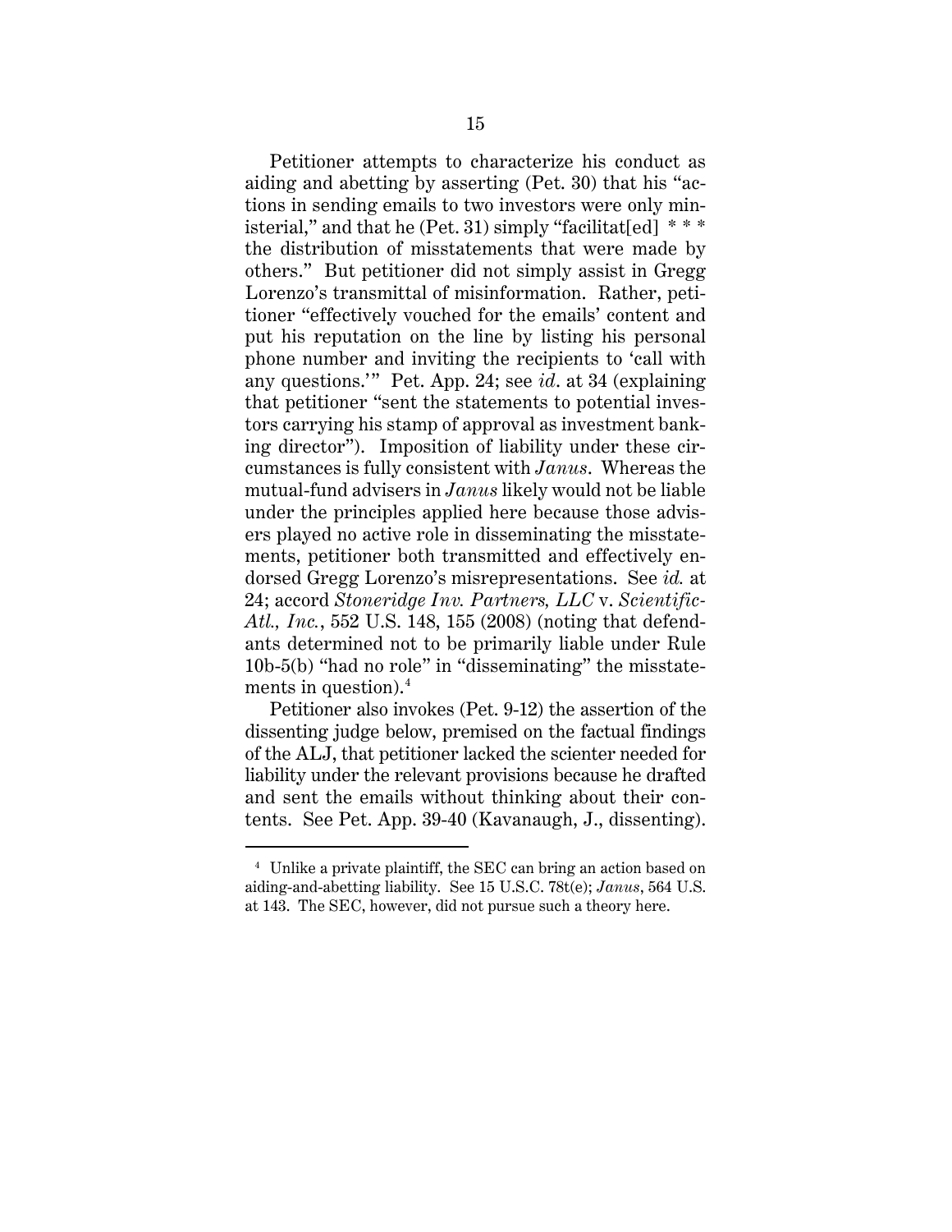Petitioner attempts to characterize his conduct as aiding and abetting by asserting (Pet. 30) that his "actions in sending emails to two investors were only ministerial," and that he (Pet. 31) simply "facilitat[ed] * * * the distribution of misstatements that were made by others." But petitioner did not simply assist in Gregg Lorenzo's transmittal of misinformation. Rather, petitioner "effectively vouched for the emails' content and put his reputation on the line by listing his personal phone number and inviting the recipients to 'call with any questions.'" Pet. App. 24; see *id*. at 34 (explaining that petitioner "sent the statements to potential investors carrying his stamp of approval as investment banking director"). Imposition of liability under these circumstances is fully consistent with *Janus*. Whereas the mutual-fund advisers in *Janus* likely would not be liable under the principles applied here because those advisers played no active role in disseminating the misstatements, petitioner both transmitted and effectively endorsed Gregg Lorenzo's misrepresentations. See *id.* at 24; accord *Stoneridge Inv. Partners, LLC* v. *Scientific-Atl., Inc.*, 552 U.S. 148, 155 (2008) (noting that defendants determined not to be primarily liable under Rule 10b-5(b) "had no role" in "disseminating" the misstatements in question).[4]

Petitioner also invokes (Pet. 9-12) the assertion of the dissenting judge below, premised on the factual findings of the ALJ, that petitioner lacked the scienter needed for liability under the relevant provisions because he drafted and sent the emails without thinking about their contents. See Pet. App. 39-40 (Kavanaugh, J., dissenting).

[4] Unlike a private plaintiff, the SEC can bring an action based on aiding-and-abetting liability. See 15 U.S.C. 78t(e); *Janus*, 564 U.S. at 143. The SEC, however, did not pursue such a theory here.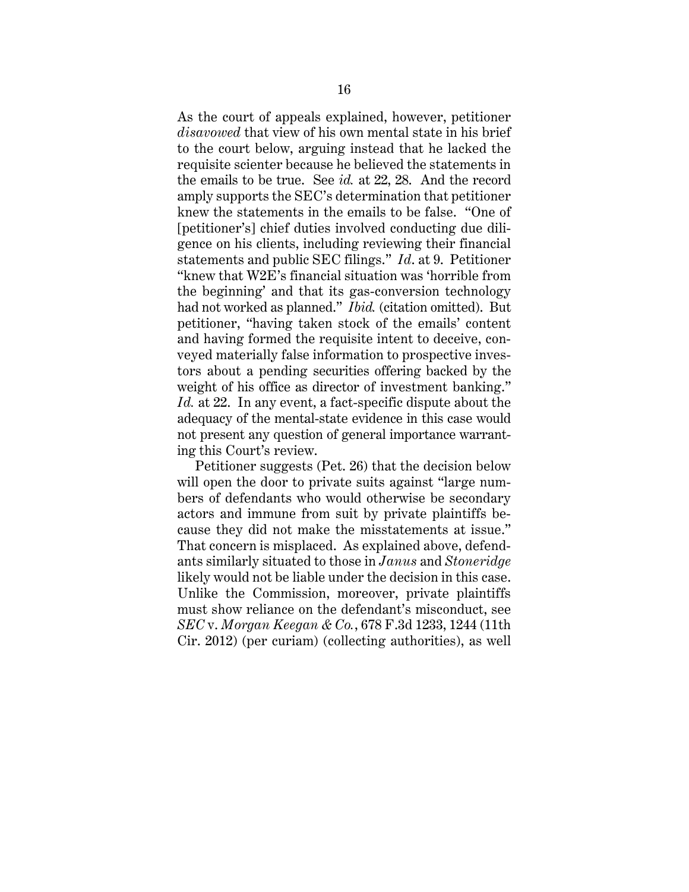As the court of appeals explained, however, petitioner *disavowed* that view of his own mental state in his brief to the court below, arguing instead that he lacked the requisite scienter because he believed the statements in the emails to be true. See *id.* at 22, 28. And the record amply supports the SEC's determination that petitioner knew the statements in the emails to be false. "One of [petitioner's] chief duties involved conducting due diligence on his clients, including reviewing their financial statements and public SEC filings." *Id*. at 9. Petitioner "knew that W2E's financial situation was 'horrible from the beginning' and that its gas-conversion technology had not worked as planned." *Ibid.* (citation omitted). But petitioner, "having taken stock of the emails' content and having formed the requisite intent to deceive, conveyed materially false information to prospective investors about a pending securities offering backed by the weight of his office as director of investment banking." *Id.* at 22. In any event, a fact-specific dispute about the adequacy of the mental-state evidence in this case would not present any question of general importance warranting this Court's review.

Petitioner suggests (Pet. 26) that the decision below will open the door to private suits against "large numbers of defendants who would otherwise be secondary actors and immune from suit by private plaintiffs because they did not make the misstatements at issue." That concern is misplaced. As explained above, defendants similarly situated to those in *Janus* and *Stoneridge* likely would not be liable under the decision in this case. Unlike the Commission, moreover, private plaintiffs must show reliance on the defendant's misconduct, see *SEC* v. *Morgan Keegan & Co.*, 678 F.3d 1233, 1244 (11th Cir. 2012) (per curiam) (collecting authorities), as well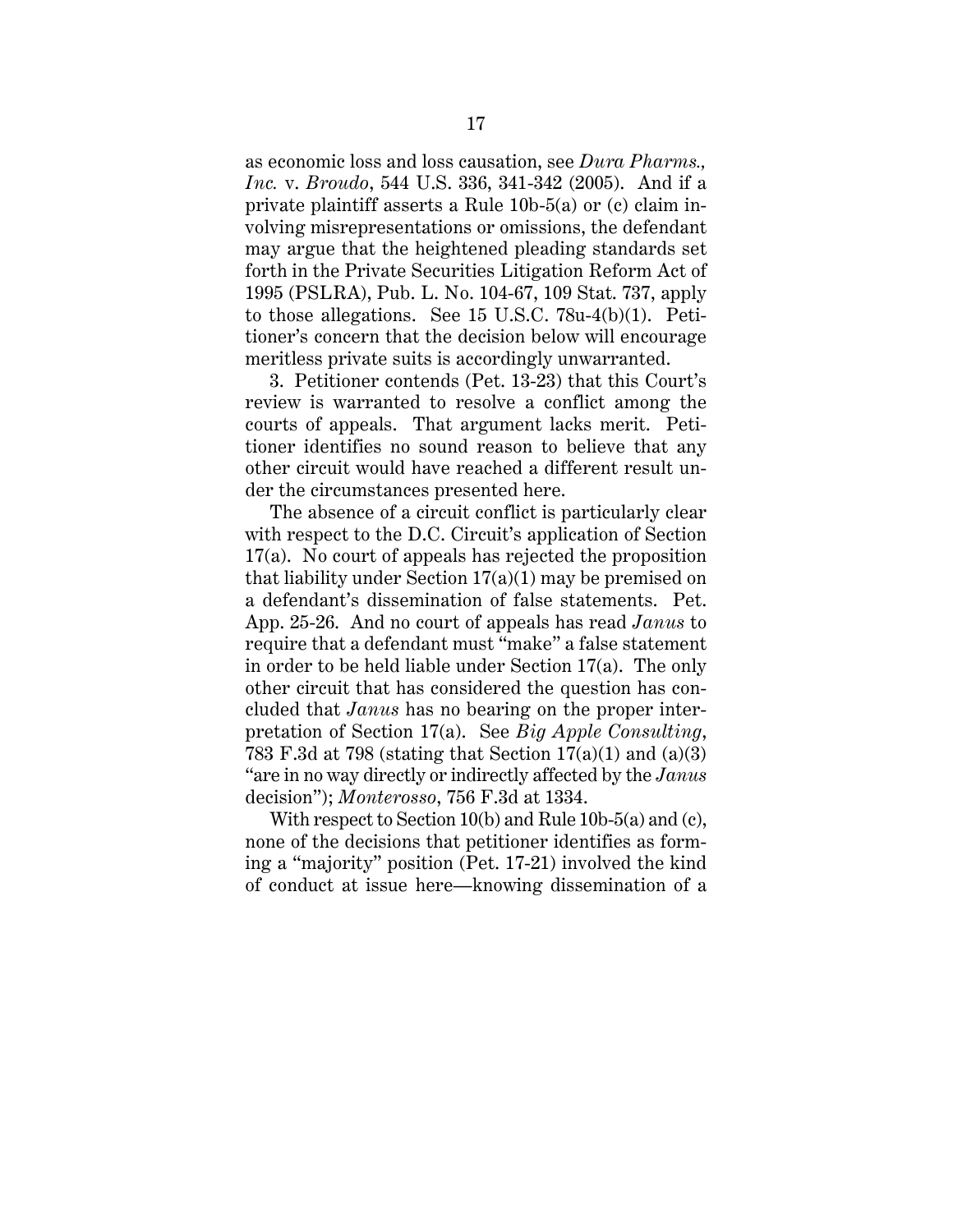as economic loss and loss causation, see *Dura Pharms., Inc.* v. *Broudo*, 544 U.S. 336, 341-342 (2005). And if a private plaintiff asserts a Rule 10b-5(a) or (c) claim involving misrepresentations or omissions, the defendant may argue that the heightened pleading standards set forth in the Private Securities Litigation Reform Act of 1995 (PSLRA), Pub. L. No. 104-67, 109 Stat. 737, apply to those allegations. See 15 U.S.C. 78u-4(b)(1). Petitioner's concern that the decision below will encourage meritless private suits is accordingly unwarranted.

3. Petitioner contends (Pet. 13-23) that this Court's review is warranted to resolve a conflict among the courts of appeals. That argument lacks merit. Petitioner identifies no sound reason to believe that any other circuit would have reached a different result under the circumstances presented here.

The absence of a circuit conflict is particularly clear with respect to the D.C. Circuit's application of Section 17(a). No court of appeals has rejected the proposition that liability under Section 17(a)(1) may be premised on a defendant's dissemination of false statements. Pet. App. 25-26. And no court of appeals has read *Janus* to require that a defendant must "make" a false statement in order to be held liable under Section 17(a). The only other circuit that has considered the question has concluded that *Janus* has no bearing on the proper interpretation of Section 17(a). See *Big Apple Consulting*, 783 F.3d at 798 (stating that Section 17(a)(1) and (a)(3) "are in no way directly or indirectly affected by the *Janus* decision"); *Monterosso*, 756 F.3d at 1334.

With respect to Section 10(b) and Rule 10b-5(a) and (c), none of the decisions that petitioner identifies as forming a "majority" position (Pet. 17-21) involved the kind of conduct at issue here—knowing dissemination of a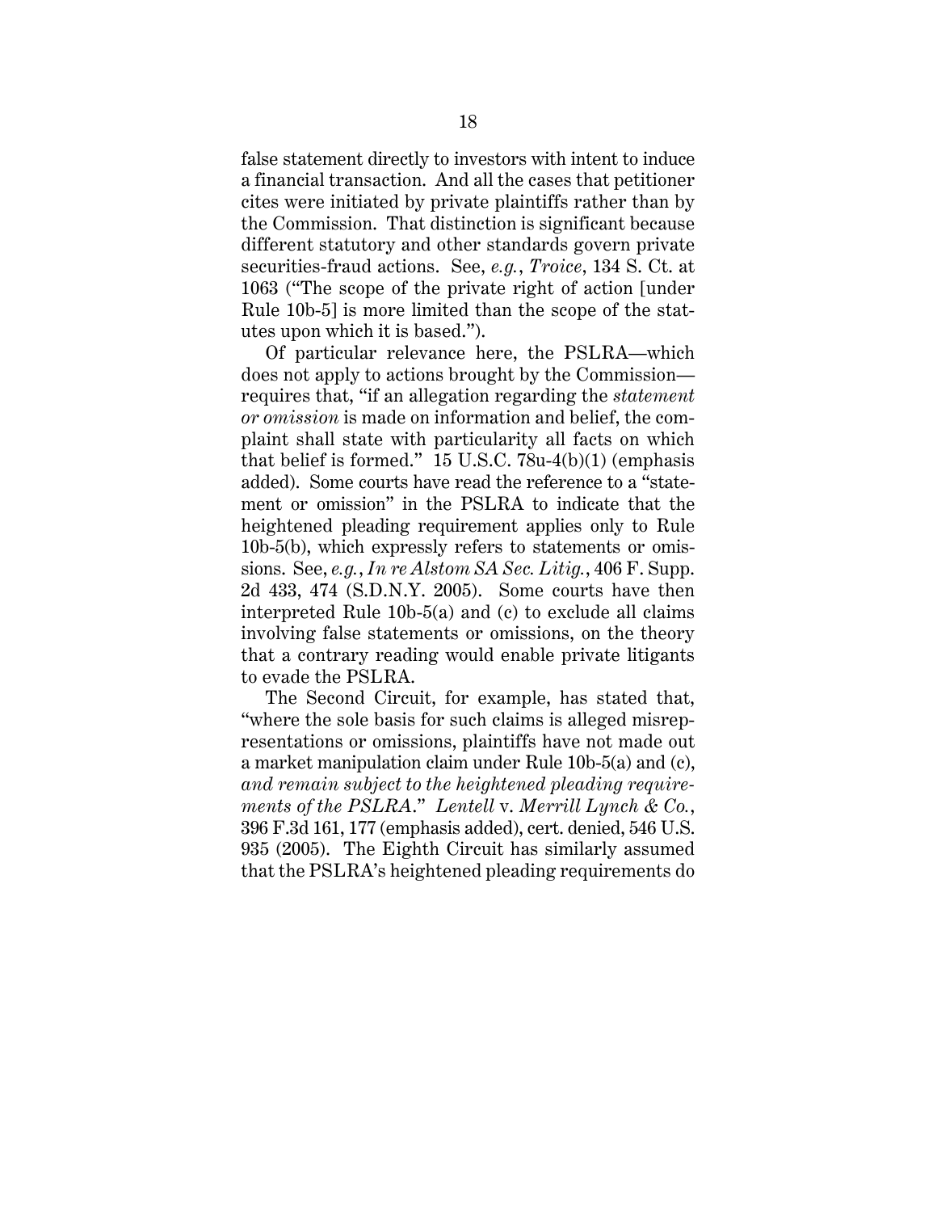false statement directly to investors with intent to induce a financial transaction. And all the cases that petitioner cites were initiated by private plaintiffs rather than by the Commission. That distinction is significant because different statutory and other standards govern private securities-fraud actions. See, *e.g.*, *Troice*, 134 S. Ct. at 1063 ("The scope of the private right of action [under Rule 10b-5] is more limited than the scope of the statutes upon which it is based.").

Of particular relevance here, the PSLRA—which does not apply to actions brought by the Commission—requires that, "if an allegation regarding the *statement or omission* is made on information and belief, the complaint shall state with particularity all facts on which that belief is formed." 15 U.S.C. 78u-4(b)(1) (emphasis added). Some courts have read the reference to a "statement or omission" in the PSLRA to indicate that the heightened pleading requirement applies only to Rule 10b-5(b), which expressly refers to statements or omissions. See, *e.g.*, *In re Alstom SA Sec. Litig.*, 406 F. Supp. 2d 433, 474 (S.D.N.Y. 2005). Some courts have then interpreted Rule 10b-5(a) and (c) to exclude all claims involving false statements or omissions, on the theory that a contrary reading would enable private litigants to evade the PSLRA.

The Second Circuit, for example, has stated that, "where the sole basis for such claims is alleged misrepresentations or omissions, plaintiffs have not made out a market manipulation claim under Rule 10b-5(a) and (c), *and remain subject to the heightened pleading requirements of the PSLRA*." *Lentell* v. *Merrill Lynch & Co.*, 396 F.3d 161, 177 (emphasis added), cert. denied, 546 U.S. 935 (2005). The Eighth Circuit has similarly assumed that the PSLRA's heightened pleading requirements do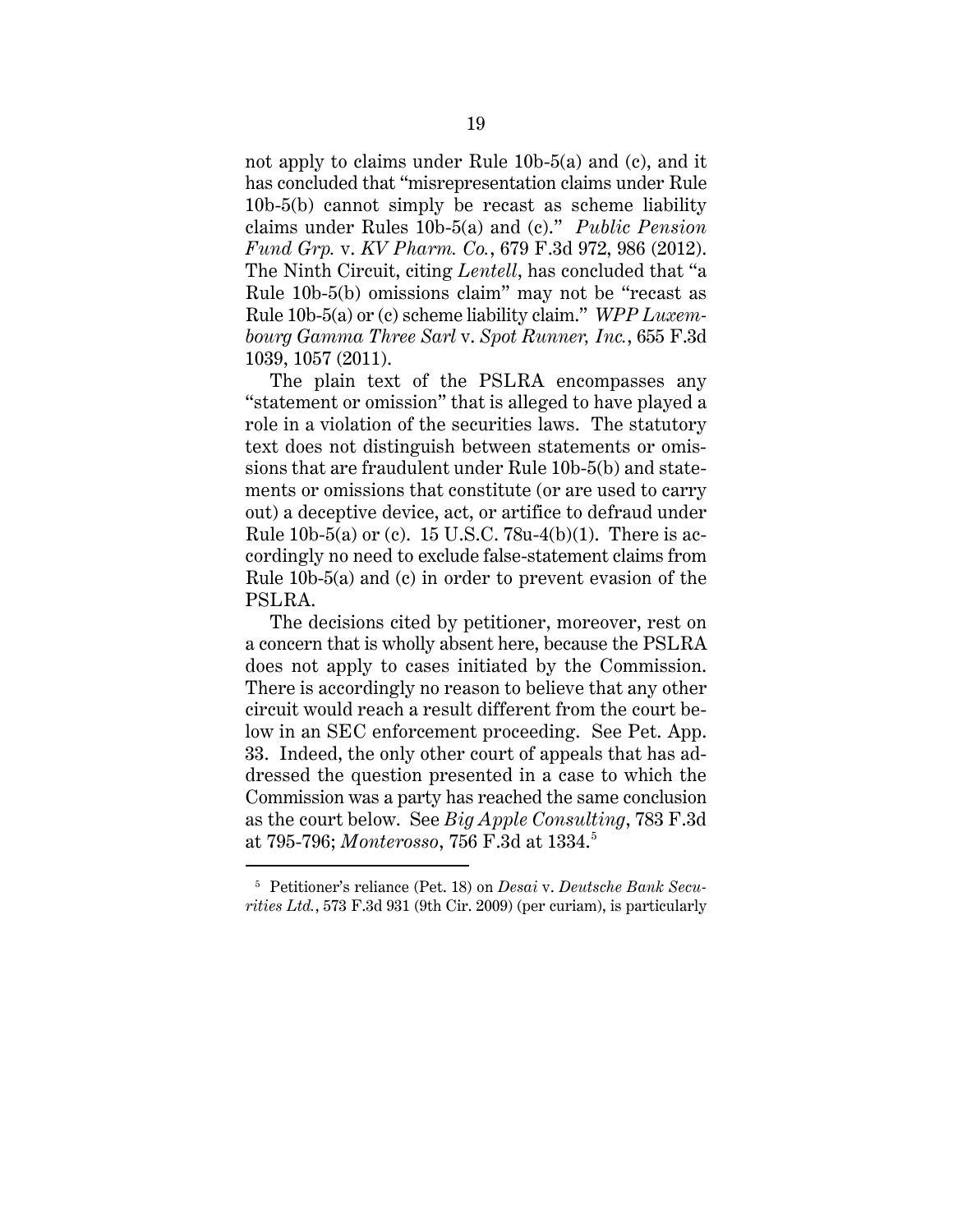not apply to claims under Rule 10b-5(a) and (c), and it has concluded that "misrepresentation claims under Rule 10b-5(b) cannot simply be recast as scheme liability claims under Rules 10b-5(a) and (c)." *Public Pension Fund Grp.* v. *KV Pharm. Co.*, 679 F.3d 972, 986 (2012). The Ninth Circuit, citing *Lentell*, has concluded that "a Rule 10b-5(b) omissions claim" may not be "recast as Rule 10b-5(a) or (c) scheme liability claim." *WPP Luxembourg Gamma Three Sarl* v. *Spot Runner, Inc.*, 655 F.3d 1039, 1057 (2011).

The plain text of the PSLRA encompasses any "statement or omission" that is alleged to have played a role in a violation of the securities laws. The statutory text does not distinguish between statements or omissions that are fraudulent under Rule 10b-5(b) and statements or omissions that constitute (or are used to carry out) a deceptive device, act, or artifice to defraud under Rule 10b-5(a) or (c). 15 U.S.C. 78u-4(b)(1). There is accordingly no need to exclude false-statement claims from Rule 10b-5(a) and (c) in order to prevent evasion of the PSLRA.

The decisions cited by petitioner, moreover, rest on a concern that is wholly absent here, because the PSLRA does not apply to cases initiated by the Commission. There is accordingly no reason to believe that any other circuit would reach a result different from the court below in an SEC enforcement proceeding. See Pet. App. 33. Indeed, the only other court of appeals that has addressed the question presented in a case to which the Commission was a party has reached the same conclusion as the court below. See *Big Apple Consulting*, 783 F.3d at 795-796; *Monterosso*, 756 F.3d at 1334.[5]

[5] Petitioner's reliance (Pet. 18) on *Desai* v. *Deutsche Bank Securities Ltd.*, 573 F.3d 931 (9th Cir. 2009) (per curiam), is particularly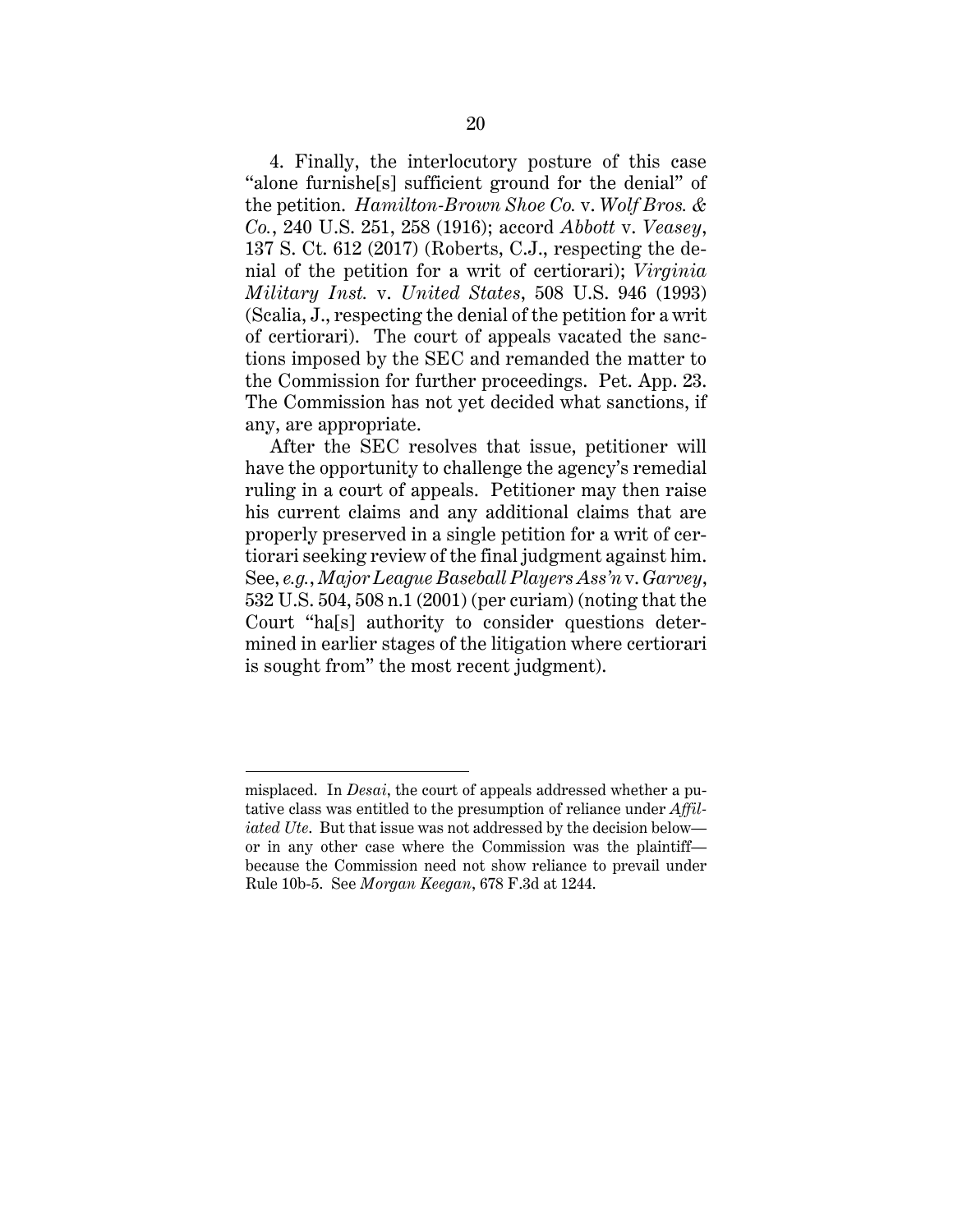4. Finally, the interlocutory posture of this case "alone furnishe[s] sufficient ground for the denial" of the petition. *Hamilton-Brown Shoe Co.* v. *Wolf Bros. & Co.*, 240 U.S. 251, 258 (1916); accord *Abbott* v. *Veasey*, 137 S. Ct. 612 (2017) (Roberts, C.J., respecting the denial of the petition for a writ of certiorari); *Virginia Military Inst.* v. *United States*, 508 U.S. 946 (1993) (Scalia, J., respecting the denial of the petition for a writ of certiorari). The court of appeals vacated the sanctions imposed by the SEC and remanded the matter to the Commission for further proceedings. Pet. App. 23. The Commission has not yet decided what sanctions, if any, are appropriate.

After the SEC resolves that issue, petitioner will have the opportunity to challenge the agency's remedial ruling in a court of appeals. Petitioner may then raise his current claims and any additional claims that are properly preserved in a single petition for a writ of certiorari seeking review of the final judgment against him. See, *e.g.*, *Major League Baseball Players Ass'n* v. *Garvey*, 532 U.S. 504, 508 n.1 (2001) (per curiam) (noting that the Court "ha[s] authority to consider questions determined in earlier stages of the litigation where certiorari is sought from" the most recent judgment).

---

misplaced. In *Desai*, the court of appeals addressed whether a putative class was entitled to the presumption of reliance under *Affiliated Ute*. But that issue was not addressed by the decision below—or in any other case where the Commission was the plaintiff—because the Commission need not show reliance to prevail under Rule 10b-5. See *Morgan Keegan*, 678 F.3d at 1244.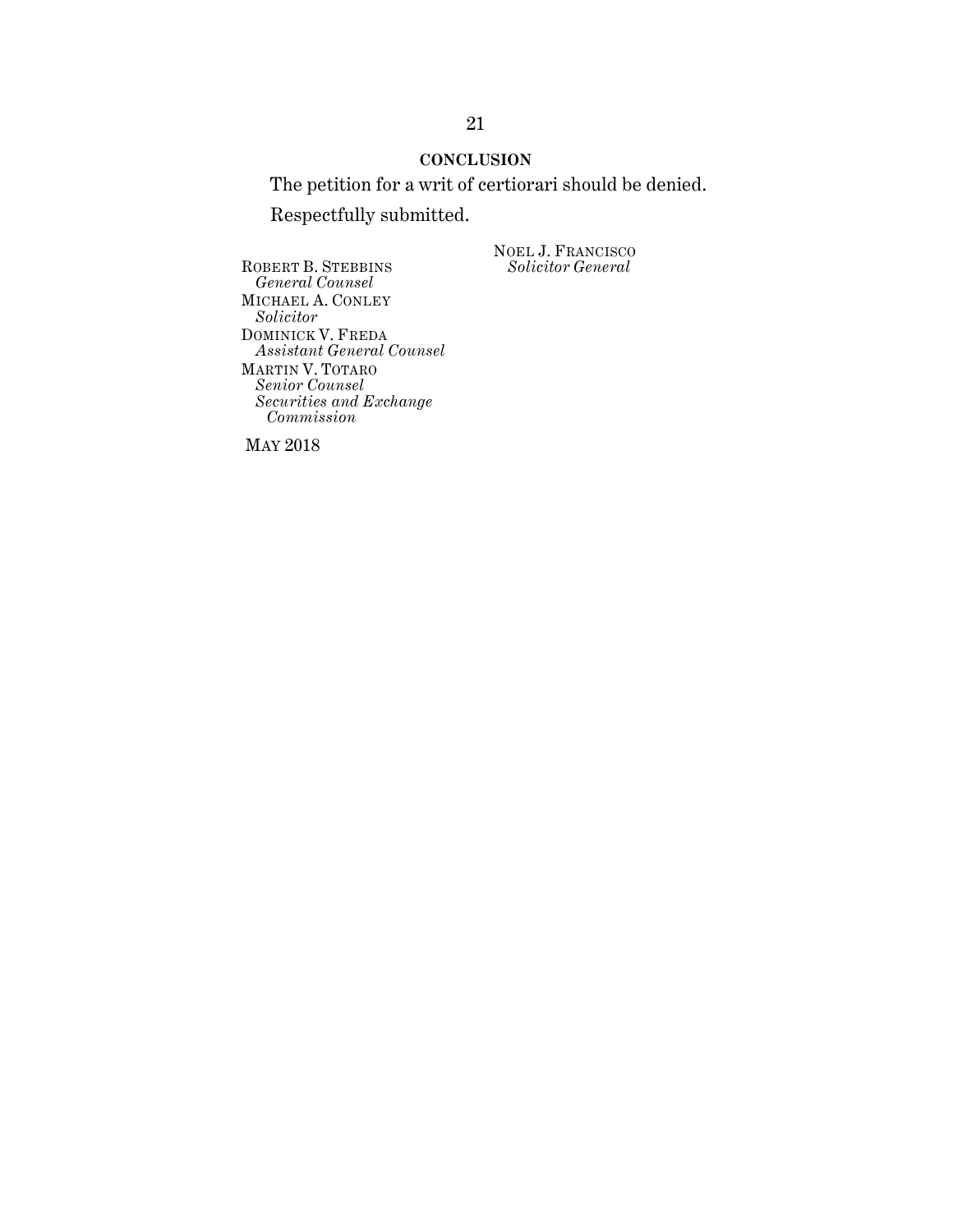## CONCLUSION

The petition for a writ of certiorari should be denied.

Respectfully submitted.

NOEL J. FRANCISCO
*Solicitor General*

ROBERT B. STEBBINS
*General Counsel*
MICHAEL A. CONLEY
*Solicitor*
DOMINICK V. FREDA
*Assistant General Counsel*
MARTIN V. TOTARO
*Senior Counsel*
*Securities and Exchange Commission*

MAY 2018